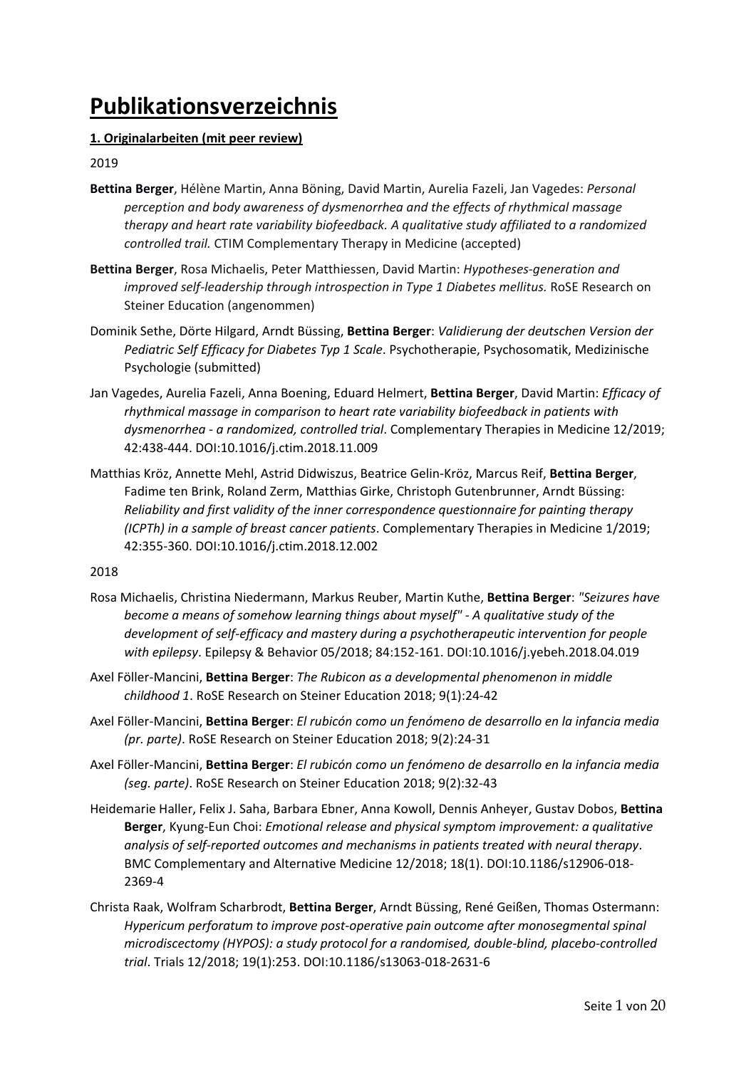# Publikationsverzeichnis

**1. Originalarbeiten (mit peer review)**

2019

**Bettina Berger**, Hélène Martin, Anna Böning, David Martin, Aurelia Fazeli, Jan Vagedes: *Personal perception and body awareness of dysmenorrhea and the effects of rhythmical massage therapy and heart rate variability biofeedback. A qualitative study affiliated to a randomized controlled trail.* CTIM Complementary Therapy in Medicine (accepted)

**Bettina Berger**, Rosa Michaelis, Peter Matthiessen, David Martin: *Hypotheses-generation and improved self-leadership through introspection in Type 1 Diabetes mellitus.* RoSE Research on Steiner Education (angenommen)

Dominik Sethe, Dörte Hilgard, Arndt Büssing, **Bettina Berger**: *Validierung der deutschen Version der Pediatric Self Efficacy for Diabetes Typ 1 Scale*. Psychotherapie, Psychosomatik, Medizinische Psychologie (submitted)

Jan Vagedes, Aurelia Fazeli, Anna Boening, Eduard Helmert, **Bettina Berger**, David Martin: *Efficacy of rhythmical massage in comparison to heart rate variability biofeedback in patients with dysmenorrhea - a randomized, controlled trial*. Complementary Therapies in Medicine 12/2019; 42:438-444. DOI:10.1016/j.ctim.2018.11.009

Matthias Kröz, Annette Mehl, Astrid Didwiszus, Beatrice Gelin-Kröz, Marcus Reif, **Bettina Berger**, Fadime ten Brink, Roland Zerm, Matthias Girke, Christoph Gutenbrunner, Arndt Büssing: *Reliability and first validity of the inner correspondence questionnaire for painting therapy (ICPTh) in a sample of breast cancer patients*. Complementary Therapies in Medicine 1/2019; 42:355-360. DOI:10.1016/j.ctim.2018.12.002

2018

Rosa Michaelis, Christina Niedermann, Markus Reuber, Martin Kuthe, **Bettina Berger**: *"Seizures have become a means of somehow learning things about myself" - A qualitative study of the development of self-efficacy and mastery during a psychotherapeutic intervention for people with epilepsy*. Epilepsy & Behavior 05/2018; 84:152-161. DOI:10.1016/j.yebeh.2018.04.019

Axel Föller-Mancini, **Bettina Berger**: *The Rubicon as a developmental phenomenon in middle childhood 1*. RoSE Research on Steiner Education 2018; 9(1):24-42

Axel Föller-Mancini, **Bettina Berger**: *El rubicón como un fenómeno de desarrollo en la infancia media (pr. parte)*. RoSE Research on Steiner Education 2018; 9(2):24-31

Axel Föller-Mancini, **Bettina Berger**: *El rubicón como un fenómeno de desarrollo en la infancia media (seg. parte)*. RoSE Research on Steiner Education 2018; 9(2):32-43

Heidemarie Haller, Felix J. Saha, Barbara Ebner, Anna Kowoll, Dennis Anheyer, Gustav Dobos, **Bettina Berger**, Kyung-Eun Choi: *Emotional release and physical symptom improvement: a qualitative analysis of self-reported outcomes and mechanisms in patients treated with neural therapy*. BMC Complementary and Alternative Medicine 12/2018; 18(1). DOI:10.1186/s12906-018-2369-4

Christa Raak, Wolfram Scharbrodt, **Bettina Berger**, Arndt Büssing, René Geißen, Thomas Ostermann: *Hypericum perforatum to improve post-operative pain outcome after monosegmental spinal microdiscectomy (HYPOS): a study protocol for a randomised, double-blind, placebo-controlled trial*. Trials 12/2018; 19(1):253. DOI:10.1186/s13063-018-2631-6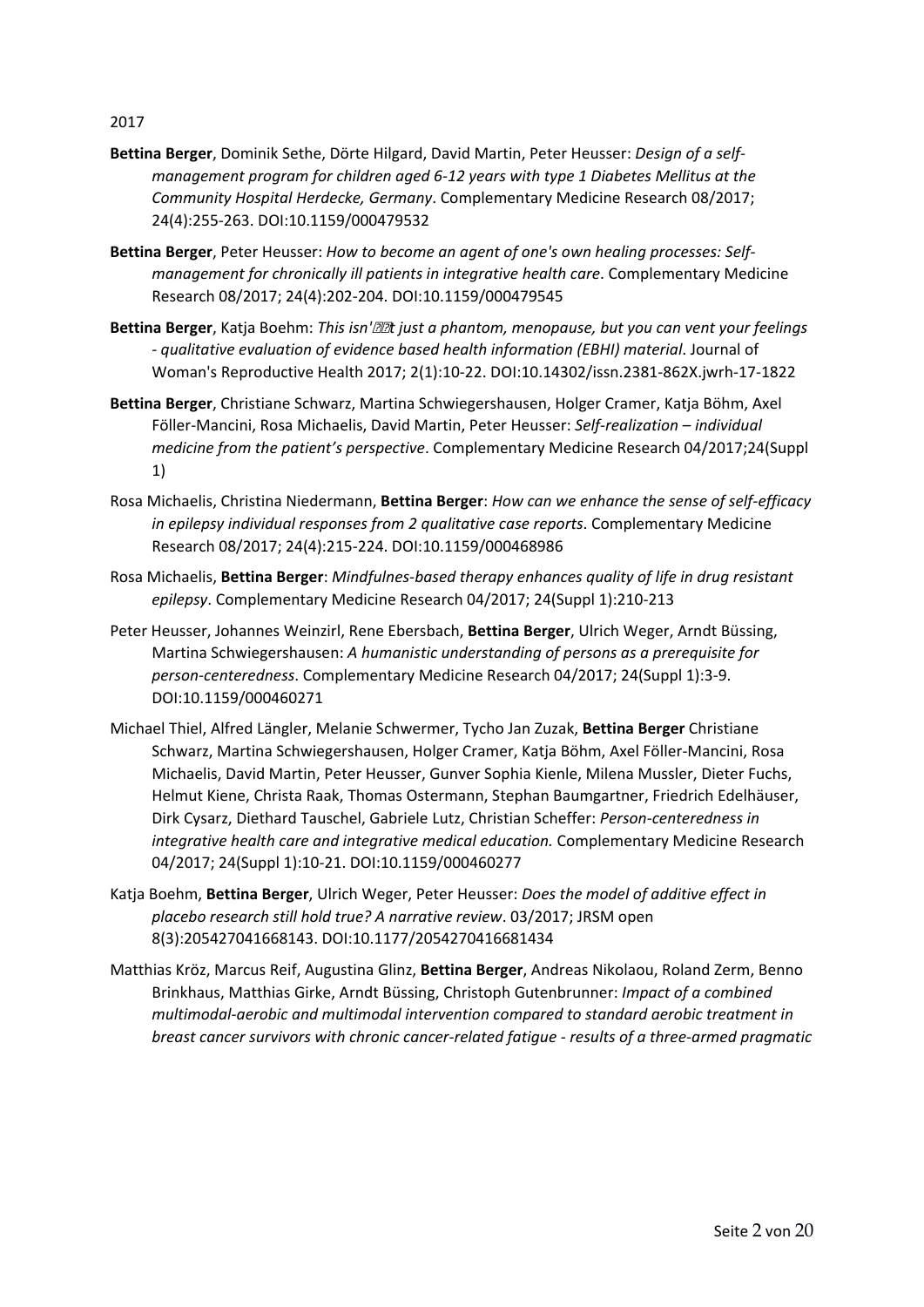2017

**Bettina Berger**, Dominik Sethe, Dörte Hilgard, David Martin, Peter Heusser: *Design of a self-management program for children aged 6-12 years with type 1 Diabetes Mellitus at the Community Hospital Herdecke, Germany*. Complementary Medicine Research 08/2017; 24(4):255-263. DOI:10.1159/000479532

**Bettina Berger**, Peter Heusser: *How to become an agent of one's own healing processes: Self-management for chronically ill patients in integrative health care*. Complementary Medicine Research 08/2017; 24(4):202-204. DOI:10.1159/000479545

**Bettina Berger**, Katja Boehm: *This isn'��t just a phantom, menopause, but you can vent your feelings - qualitative evaluation of evidence based health information (EBHI) material*. Journal of Woman's Reproductive Health 2017; 2(1):10-22. DOI:10.14302/issn.2381-862X.jwrh-17-1822

**Bettina Berger**, Christiane Schwarz, Martina Schwiegershausen, Holger Cramer, Katja Böhm, Axel Föller-Mancini, Rosa Michaelis, David Martin, Peter Heusser: *Self-realization – individual medicine from the patient's perspective*. Complementary Medicine Research 04/2017;24(Suppl 1)

Rosa Michaelis, Christina Niedermann, **Bettina Berger**: *How can we enhance the sense of self-efficacy in epilepsy individual responses from 2 qualitative case reports*. Complementary Medicine Research 08/2017; 24(4):215-224. DOI:10.1159/000468986

Rosa Michaelis, **Bettina Berger**: *Mindfulnes-based therapy enhances quality of life in drug resistant epilepsy*. Complementary Medicine Research 04/2017; 24(Suppl 1):210-213

Peter Heusser, Johannes Weinzirl, Rene Ebersbach, **Bettina Berger**, Ulrich Weger, Arndt Büssing, Martina Schwiegershausen: *A humanistic understanding of persons as a prerequisite for person-centeredness*. Complementary Medicine Research 04/2017; 24(Suppl 1):3-9. DOI:10.1159/000460271

Michael Thiel, Alfred Längler, Melanie Schwermer, Tycho Jan Zuzak, **Bettina Berger** Christiane Schwarz, Martina Schwiegershausen, Holger Cramer, Katja Böhm, Axel Föller-Mancini, Rosa Michaelis, David Martin, Peter Heusser, Gunver Sophia Kienle, Milena Mussler, Dieter Fuchs, Helmut Kiene, Christa Raak, Thomas Ostermann, Stephan Baumgartner, Friedrich Edelhäuser, Dirk Cysarz, Diethard Tauschel, Gabriele Lutz, Christian Scheffer: *Person-centeredness in integrative health care and integrative medical education.* Complementary Medicine Research 04/2017; 24(Suppl 1):10-21. DOI:10.1159/000460277

Katja Boehm, **Bettina Berger**, Ulrich Weger, Peter Heusser: *Does the model of additive effect in placebo research still hold true? A narrative review*. 03/2017; JRSM open 8(3):205427041668143. DOI:10.1177/2054270416681434

Matthias Kröz, Marcus Reif, Augustina Glinz, **Bettina Berger**, Andreas Nikolaou, Roland Zerm, Benno Brinkhaus, Matthias Girke, Arndt Büssing, Christoph Gutenbrunner: *Impact of a combined multimodal-aerobic and multimodal intervention compared to standard aerobic treatment in breast cancer survivors with chronic cancer-related fatigue - results of a three-armed pragmatic*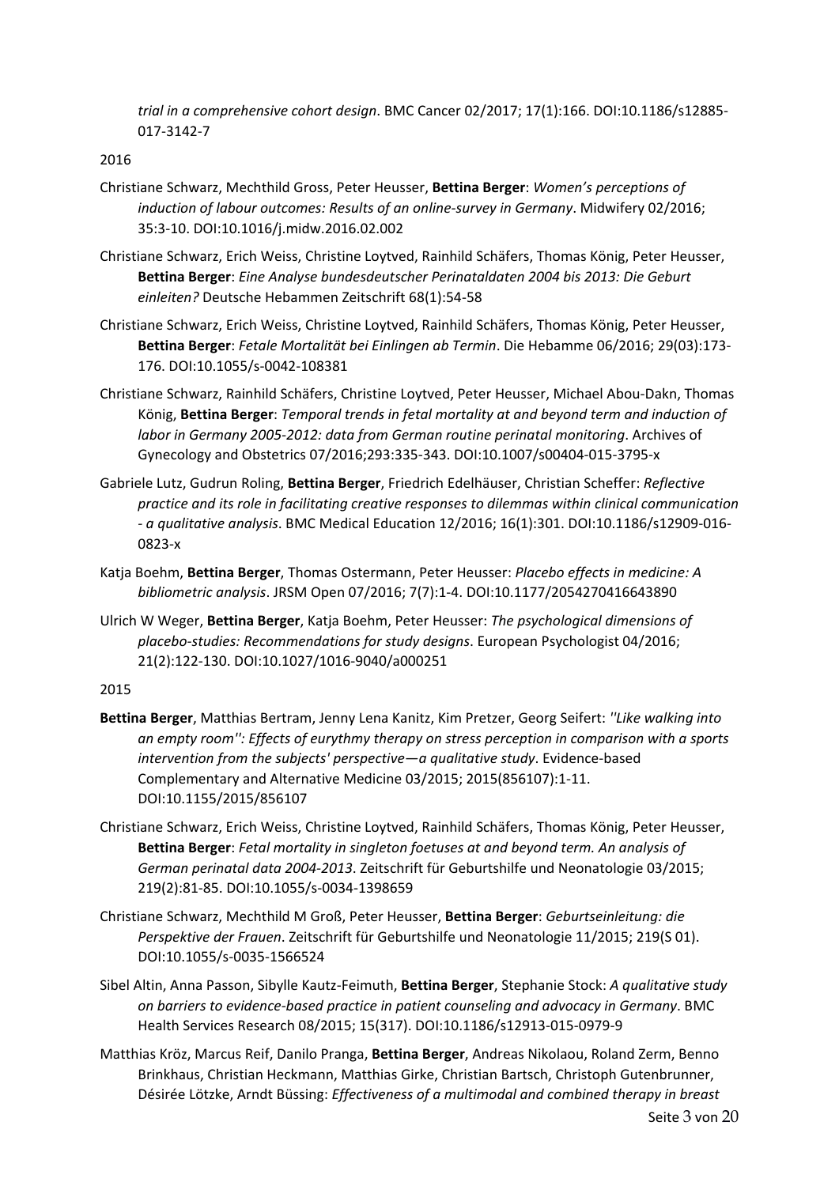*trial in a comprehensive cohort design*. BMC Cancer 02/2017; 17(1):166. DOI:10.1186/s12885-017-3142-7

2016

Christiane Schwarz, Mechthild Gross, Peter Heusser, **Bettina Berger**: *Women's perceptions of induction of labour outcomes: Results of an online-survey in Germany*. Midwifery 02/2016; 35:3-10. DOI:10.1016/j.midw.2016.02.002

Christiane Schwarz, Erich Weiss, Christine Loytved, Rainhild Schäfers, Thomas König, Peter Heusser, **Bettina Berger**: *Eine Analyse bundesdeutscher Perinataldaten 2004 bis 2013: Die Geburt einleiten?* Deutsche Hebammen Zeitschrift 68(1):54-58

Christiane Schwarz, Erich Weiss, Christine Loytved, Rainhild Schäfers, Thomas König, Peter Heusser, **Bettina Berger**: *Fetale Mortalität bei Einlingen ab Termin*. Die Hebamme 06/2016; 29(03):173-176. DOI:10.1055/s-0042-108381

Christiane Schwarz, Rainhild Schäfers, Christine Loytved, Peter Heusser, Michael Abou-Dakn, Thomas König, **Bettina Berger**: *Temporal trends in fetal mortality at and beyond term and induction of labor in Germany 2005-2012: data from German routine perinatal monitoring*. Archives of Gynecology and Obstetrics 07/2016;293:335-343. DOI:10.1007/s00404-015-3795-x

Gabriele Lutz, Gudrun Roling, **Bettina Berger**, Friedrich Edelhäuser, Christian Scheffer: *Reflective practice and its role in facilitating creative responses to dilemmas within clinical communication - a qualitative analysis*. BMC Medical Education 12/2016; 16(1):301. DOI:10.1186/s12909-016-0823-x

Katja Boehm, **Bettina Berger**, Thomas Ostermann, Peter Heusser: *Placebo effects in medicine: A bibliometric analysis*. JRSM Open 07/2016; 7(7):1-4. DOI:10.1177/2054270416643890

Ulrich W Weger, **Bettina Berger**, Katja Boehm, Peter Heusser: *The psychological dimensions of placebo-studies: Recommendations for study designs*. European Psychologist 04/2016; 21(2):122-130. DOI:10.1027/1016-9040/a000251

2015

**Bettina Berger**, Matthias Bertram, Jenny Lena Kanitz, Kim Pretzer, Georg Seifert: *''Like walking into an empty room'': Effects of eurythmy therapy on stress perception in comparison with a sports intervention from the subjects' perspective—a qualitative study*. Evidence-based Complementary and Alternative Medicine 03/2015; 2015(856107):1-11. DOI:10.1155/2015/856107

Christiane Schwarz, Erich Weiss, Christine Loytved, Rainhild Schäfers, Thomas König, Peter Heusser, **Bettina Berger**: *Fetal mortality in singleton foetuses at and beyond term. An analysis of German perinatal data 2004-2013.* Zeitschrift für Geburtshilfe und Neonatologie 03/2015; 219(2):81-85. DOI:10.1055/s-0034-1398659

Christiane Schwarz, Mechthild M Groß, Peter Heusser, **Bettina Berger**: *Geburtseinleitung: die Perspektive der Frauen*. Zeitschrift für Geburtshilfe und Neonatologie 11/2015; 219(S 01). DOI:10.1055/s-0035-1566524

Sibel Altin, Anna Passon, Sibylle Kautz-Feimuth, **Bettina Berger**, Stephanie Stock: *A qualitative study on barriers to evidence-based practice in patient counseling and advocacy in Germany*. BMC Health Services Research 08/2015; 15(317). DOI:10.1186/s12913-015-0979-9

Matthias Kröz, Marcus Reif, Danilo Pranga, **Bettina Berger**, Andreas Nikolaou, Roland Zerm, Benno Brinkhaus, Christian Heckmann, Matthias Girke, Christian Bartsch, Christoph Gutenbrunner, Désirée Lötzke, Arndt Büssing: *Effectiveness of a multimodal and combined therapy in breast*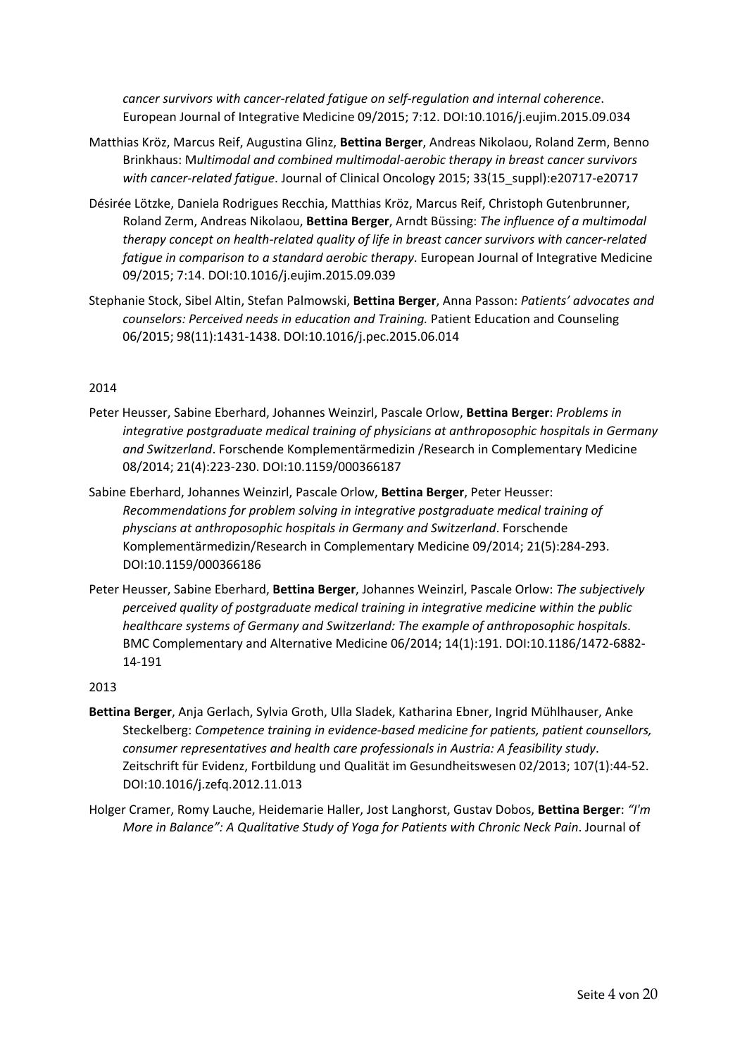*cancer survivors with cancer-related fatigue on self-regulation and internal coherence*. European Journal of Integrative Medicine 09/2015; 7:12. DOI:10.1016/j.eujim.2015.09.034

Matthias Kröz, Marcus Reif, Augustina Glinz, **Bettina Berger**, Andreas Nikolaou, Roland Zerm, Benno Brinkhaus: M*ultimodal and combined multimodal-aerobic therapy in breast cancer survivors with cancer-related fatigue*. Journal of Clinical Oncology 2015; 33(15_suppl):e20717-e20717

Désirée Lötzke, Daniela Rodrigues Recchia, Matthias Kröz, Marcus Reif, Christoph Gutenbrunner, Roland Zerm, Andreas Nikolaou, **Bettina Berger**, Arndt Büssing: *The influence of a multimodal therapy concept on health-related quality of life in breast cancer survivors with cancer-related fatigue in comparison to a standard aerobic therapy*. European Journal of Integrative Medicine 09/2015; 7:14. DOI:10.1016/j.eujim.2015.09.039

Stephanie Stock, Sibel Altin, Stefan Palmowski, **Bettina Berger**, Anna Passon: *Patients' advocates and counselors: Perceived needs in education and Training.* Patient Education and Counseling 06/2015; 98(11):1431-1438. DOI:10.1016/j.pec.2015.06.014

2014

Peter Heusser, Sabine Eberhard, Johannes Weinzirl, Pascale Orlow, **Bettina Berger**: *Problems in integrative postgraduate medical training of physicians at anthroposophic hospitals in Germany and Switzerland*. Forschende Komplementärmedizin /Research in Complementary Medicine 08/2014; 21(4):223-230. DOI:10.1159/000366187

Sabine Eberhard, Johannes Weinzirl, Pascale Orlow, **Bettina Berger**, Peter Heusser: *Recommendations for problem solving in integrative postgraduate medical training of physcians at anthroposophic hospitals in Germany and Switzerland*. Forschende Komplementärmedizin/Research in Complementary Medicine 09/2014; 21(5):284-293. DOI:10.1159/000366186

Peter Heusser, Sabine Eberhard, **Bettina Berger**, Johannes Weinzirl, Pascale Orlow: *The subjectively perceived quality of postgraduate medical training in integrative medicine within the public healthcare systems of Germany and Switzerland: The example of anthroposophic hospitals*. BMC Complementary and Alternative Medicine 06/2014; 14(1):191. DOI:10.1186/1472-6882-14-191

2013

**Bettina Berger**, Anja Gerlach, Sylvia Groth, Ulla Sladek, Katharina Ebner, Ingrid Mühlhauser, Anke Steckelberg: *Competence training in evidence-based medicine for patients, patient counsellors, consumer representatives and health care professionals in Austria: A feasibility study*. Zeitschrift für Evidenz, Fortbildung und Qualität im Gesundheitswesen 02/2013; 107(1):44-52. DOI:10.1016/j.zefq.2012.11.013

Holger Cramer, Romy Lauche, Heidemarie Haller, Jost Langhorst, Gustav Dobos, **Bettina Berger**: *"I'm More in Balance": A Qualitative Study of Yoga for Patients with Chronic Neck Pain*. Journal of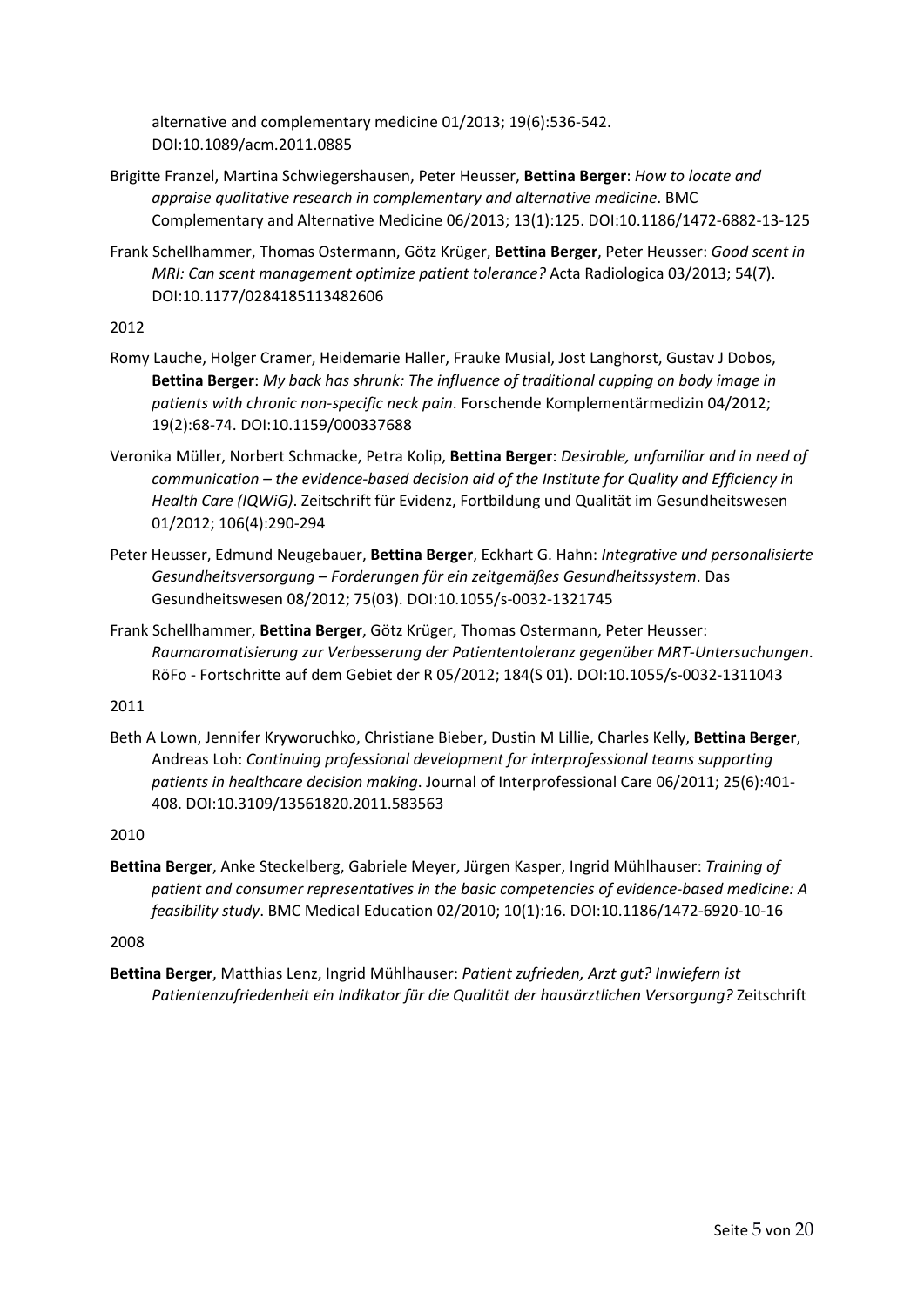alternative and complementary medicine 01/2013; 19(6):536-542. DOI:10.1089/acm.2011.0885

Brigitte Franzel, Martina Schwiegershausen, Peter Heusser, **Bettina Berger**: *How to locate and appraise qualitative research in complementary and alternative medicine*. BMC Complementary and Alternative Medicine 06/2013; 13(1):125. DOI:10.1186/1472-6882-13-125

Frank Schellhammer, Thomas Ostermann, Götz Krüger, **Bettina Berger**, Peter Heusser: *Good scent in MRI: Can scent management optimize patient tolerance?* Acta Radiologica 03/2013; 54(7). DOI:10.1177/0284185113482606

2012

Romy Lauche, Holger Cramer, Heidemarie Haller, Frauke Musial, Jost Langhorst, Gustav J Dobos, **Bettina Berger**: *My back has shrunk: The influence of traditional cupping on body image in patients with chronic non-specific neck pain*. Forschende Komplementärmedizin 04/2012; 19(2):68-74. DOI:10.1159/000337688

Veronika Müller, Norbert Schmacke, Petra Kolip, **Bettina Berger**: *Desirable, unfamiliar and in need of communication – the evidence-based decision aid of the Institute for Quality and Efficiency in Health Care (IQWiG)*. Zeitschrift für Evidenz, Fortbildung und Qualität im Gesundheitswesen 01/2012; 106(4):290-294

Peter Heusser, Edmund Neugebauer, **Bettina Berger**, Eckhart G. Hahn: *Integrative und personalisierte Gesundheitsversorgung – Forderungen für ein zeitgemäßes Gesundheitssystem*. Das Gesundheitswesen 08/2012; 75(03). DOI:10.1055/s-0032-1321745

Frank Schellhammer, **Bettina Berger**, Götz Krüger, Thomas Ostermann, Peter Heusser: *Raumaromatisierung zur Verbesserung der Patiententoleranz gegenüber MRT-Untersuchungen*. RöFo - Fortschritte auf dem Gebiet der R 05/2012; 184(S 01). DOI:10.1055/s-0032-1311043

2011

Beth A Lown, Jennifer Kryworuchko, Christiane Bieber, Dustin M Lillie, Charles Kelly, **Bettina Berger**, Andreas Loh: *Continuing professional development for interprofessional teams supporting patients in healthcare decision making*. Journal of Interprofessional Care 06/2011; 25(6):401-408. DOI:10.3109/13561820.2011.583563

2010

**Bettina Berger**, Anke Steckelberg, Gabriele Meyer, Jürgen Kasper, Ingrid Mühlhauser: *Training of patient and consumer representatives in the basic competencies of evidence-based medicine: A feasibility study*. BMC Medical Education 02/2010; 10(1):16. DOI:10.1186/1472-6920-10-16

2008

**Bettina Berger**, Matthias Lenz, Ingrid Mühlhauser: *Patient zufrieden, Arzt gut? Inwiefern ist Patientenzufriedenheit ein Indikator für die Qualität der hausärztlichen Versorgung?* Zeitschrift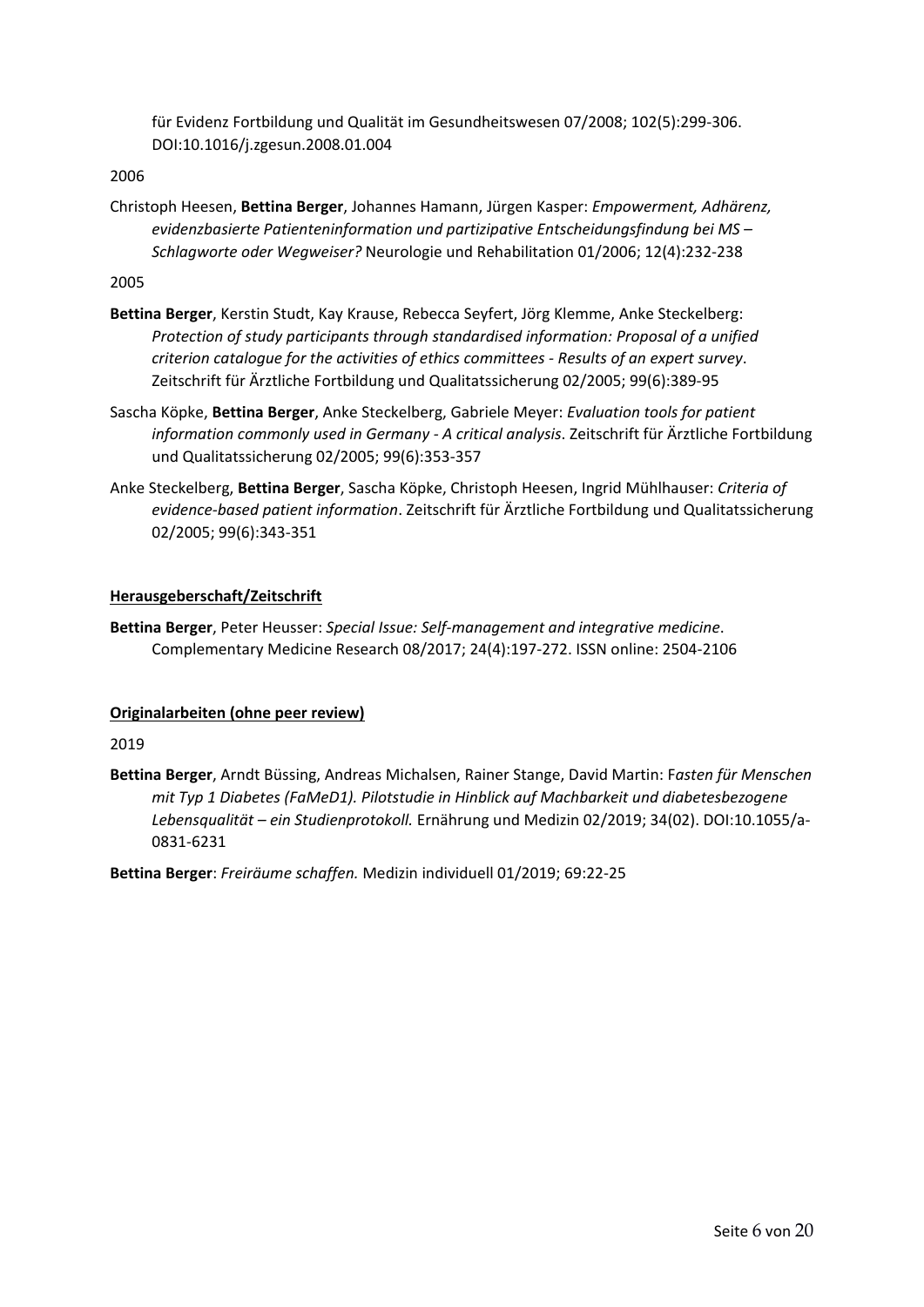für Evidenz Fortbildung und Qualität im Gesundheitswesen 07/2008; 102(5):299-306. DOI:10.1016/j.zgesun.2008.01.004

2006

Christoph Heesen, **Bettina Berger**, Johannes Hamann, Jürgen Kasper: *Empowerment, Adhärenz, evidenzbasierte Patienteninformation und partizipative Entscheidungsfindung bei MS – Schlagworte oder Wegweiser?* Neurologie und Rehabilitation 01/2006; 12(4):232-238

2005

**Bettina Berger**, Kerstin Studt, Kay Krause, Rebecca Seyfert, Jörg Klemme, Anke Steckelberg: *Protection of study participants through standardised information: Proposal of a unified criterion catalogue for the activities of ethics committees - Results of an expert survey*. Zeitschrift für Ärztliche Fortbildung und Qualitatssicherung 02/2005; 99(6):389-95

Sascha Köpke, **Bettina Berger**, Anke Steckelberg, Gabriele Meyer: *Evaluation tools for patient information commonly used in Germany - A critical analysis*. Zeitschrift für Ärztliche Fortbildung und Qualitatssicherung 02/2005; 99(6):353-357

Anke Steckelberg, **Bettina Berger**, Sascha Köpke, Christoph Heesen, Ingrid Mühlhauser: *Criteria of evidence-based patient information*. Zeitschrift für Ärztliche Fortbildung und Qualitatssicherung 02/2005; 99(6):343-351

**Herausgeberschaft/Zeitschrift**

**Bettina Berger**, Peter Heusser: *Special Issue: Self-management and integrative medicine*. Complementary Medicine Research 08/2017; 24(4):197-272. ISSN online: 2504-2106

**Originalarbeiten (ohne peer review)**

2019

**Bettina Berger**, Arndt Büssing, Andreas Michalsen, Rainer Stange, David Martin: F*asten für Menschen mit Typ 1 Diabetes (FaMeD1). Pilotstudie in Hinblick auf Machbarkeit und diabetesbezogene Lebensqualität – ein Studienprotokoll.* Ernährung und Medizin 02/2019; 34(02). DOI:10.1055/a-0831-6231

**Bettina Berger**: *Freiräume schaffen.* Medizin individuell 01/2019; 69:22-25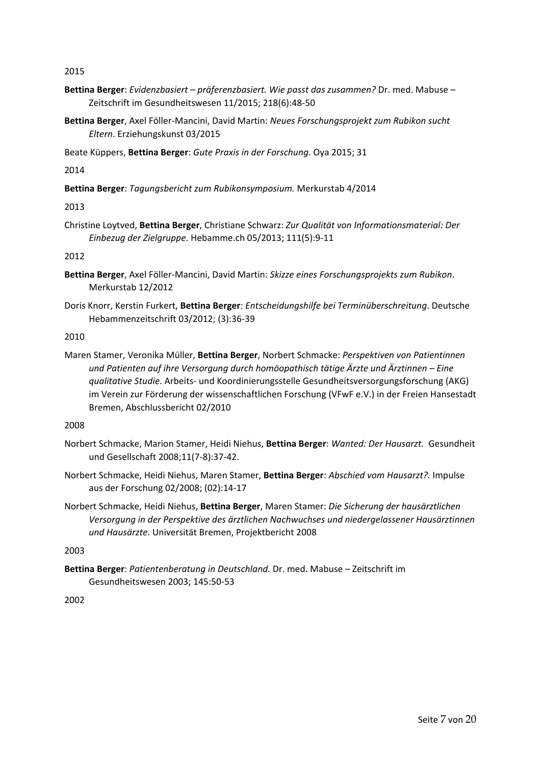2015

**Bettina Berger**: *Evidenzbasiert – präferenzbasiert. Wie passt das zusammen?* Dr. med. Mabuse – Zeitschrift im Gesundheitswesen 11/2015; 218(6):48-50

**Bettina Berger**, Axel Föller-Mancini, David Martin: *Neues Forschungsprojekt zum Rubikon sucht Eltern*. Erziehungskunst 03/2015

Beate Küppers, **Bettina Berger**: *Gute Praxis in der Forschung*. Oya 2015; 31

2014

**Bettina Berger**: *Tagungsbericht zum Rubikonsymposium.* Merkurstab 4/2014

2013

Christine Loytved, **Bettina Berger**, Christiane Schwarz: *Zur Qualität von Informationsmaterial: Der Einbezug der Zielgruppe*. Hebamme.ch 05/2013; 111(5):9-11

2012

**Bettina Berger**, Axel Föller-Mancini, David Martin: *Skizze eines Forschungsprojekts zum Rubikon*. Merkurstab 12/2012

Doris Knorr, Kerstin Furkert, **Bettina Berger**: *Entscheidungshilfe bei Terminüberschreitung*. Deutsche Hebammenzeitschrift 03/2012; (3):36-39

2010

Maren Stamer, Veronika Müller, **Bettina Berger**, Norbert Schmacke: *Perspektiven von Patientinnen und Patienten auf ihre Versorgung durch homöopathisch tätige Ärzte und Ärztinnen – Eine qualitative Studie*. Arbeits- und Koordinierungsstelle Gesundheitsversorgungsforschung (AKG) im Verein zur Förderung der wissenschaftlichen Forschung (VFwF e.V.) in der Freien Hansestadt Bremen, Abschlussbericht 02/2010

2008

Norbert Schmacke, Marion Stamer, Heidi Niehus, **Bettina Berger**: *Wanted: Der Hausarzt.* Gesundheit und Gesellschaft 2008;11(7-8):37-42.

Norbert Schmacke, Heidi Niehus, Maren Stamer, **Bettina Berger**: *Abschied vom Hausarzt?.* Impulse aus der Forschung 02/2008; (02):14-17

Norbert Schmacke, Heidi Niehus, **Bettina Berger**, Maren Stamer: *Die Sicherung der hausärztlichen Versorgung in der Perspektive des ärztlichen Nachwuchses und niedergelassener Hausärztinnen und Hausärzte*. Universität Bremen, Projektbericht 2008

2003

**Bettina Berger**: *Patientenberatung in Deutschland.* Dr. med. Mabuse – Zeitschrift im Gesundheitswesen 2003; 145:50-53

2002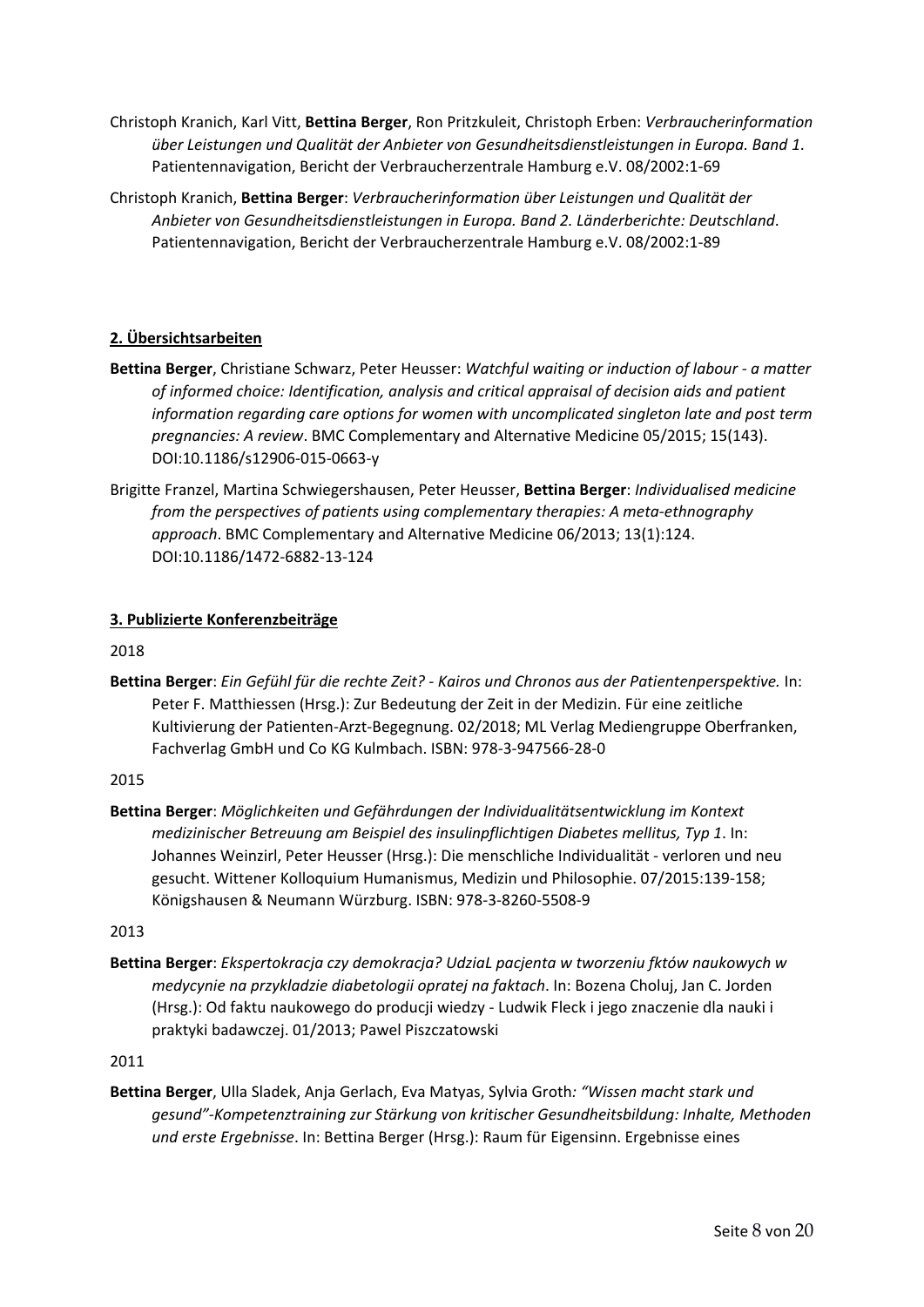Christoph Kranich, Karl Vitt, **Bettina Berger**, Ron Pritzkuleit, Christoph Erben: *Verbraucherinformation über Leistungen und Qualität der Anbieter von Gesundheitsdienstleistungen in Europa. Band 1*. Patientennavigation, Bericht der Verbraucherzentrale Hamburg e.V. 08/2002:1-69

Christoph Kranich, **Bettina Berger**: *Verbraucherinformation über Leistungen und Qualität der Anbieter von Gesundheitsdienstleistungen in Europa. Band 2. Länderberichte: Deutschland*. Patientennavigation, Bericht der Verbraucherzentrale Hamburg e.V. 08/2002:1-89

## 2. Übersichtsarbeiten

**Bettina Berger**, Christiane Schwarz, Peter Heusser: *Watchful waiting or induction of labour - a matter of informed choice: Identification, analysis and critical appraisal of decision aids and patient information regarding care options for women with uncomplicated singleton late and post term pregnancies: A review*. BMC Complementary and Alternative Medicine 05/2015; 15(143). DOI:10.1186/s12906-015-0663-y

Brigitte Franzel, Martina Schwiegershausen, Peter Heusser, **Bettina Berger**: *Individualised medicine from the perspectives of patients using complementary therapies: A meta-ethnography approach*. BMC Complementary and Alternative Medicine 06/2013; 13(1):124. DOI:10.1186/1472-6882-13-124

## 3. Publizierte Konferenzbeiträge

2018

**Bettina Berger**: *Ein Gefühl für die rechte Zeit? - Kairos und Chronos aus der Patientenperspektive.* In: Peter F. Matthiessen (Hrsg.): Zur Bedeutung der Zeit in der Medizin. Für eine zeitliche Kultivierung der Patienten-Arzt-Begegnung. 02/2018; ML Verlag Mediengruppe Oberfranken, Fachverlag GmbH und Co KG Kulmbach. ISBN: 978-3-947566-28-0

2015

**Bettina Berger**: *Möglichkeiten und Gefährdungen der Individualitätsentwicklung im Kontext medizinischer Betreuung am Beispiel des insulinpflichtigen Diabetes mellitus, Typ 1*. In: Johannes Weinzirl, Peter Heusser (Hrsg.): Die menschliche Individualität - verloren und neu gesucht. Wittener Kolloquium Humanismus, Medizin und Philosophie. 07/2015:139-158; Königshausen & Neumann Würzburg. ISBN: 978-3-8260-5508-9

2013

**Bettina Berger**: *Ekspertokracja czy demokracja? UdziaL pacjenta w tworzeniu fktów naukowych w medycynie na przykladzie diabetologii opratej na faktach*. In: Bozena Choluj, Jan C. Jorden (Hrsg.): Od faktu naukowego do producji wiedzy - Ludwik Fleck i jego znaczenie dla nauki i praktyki badawczej. 01/2013; Pawel Piszczatowski

2011

**Bettina Berger**, Ulla Sladek, Anja Gerlach, Eva Matyas, Sylvia Groth*: "Wissen macht stark und gesund"-Kompetenztraining zur Stärkung von kritischer Gesundheitsbildung: Inhalte, Methoden und erste Ergebnisse*. In: Bettina Berger (Hrsg.): Raum für Eigensinn. Ergebnisse eines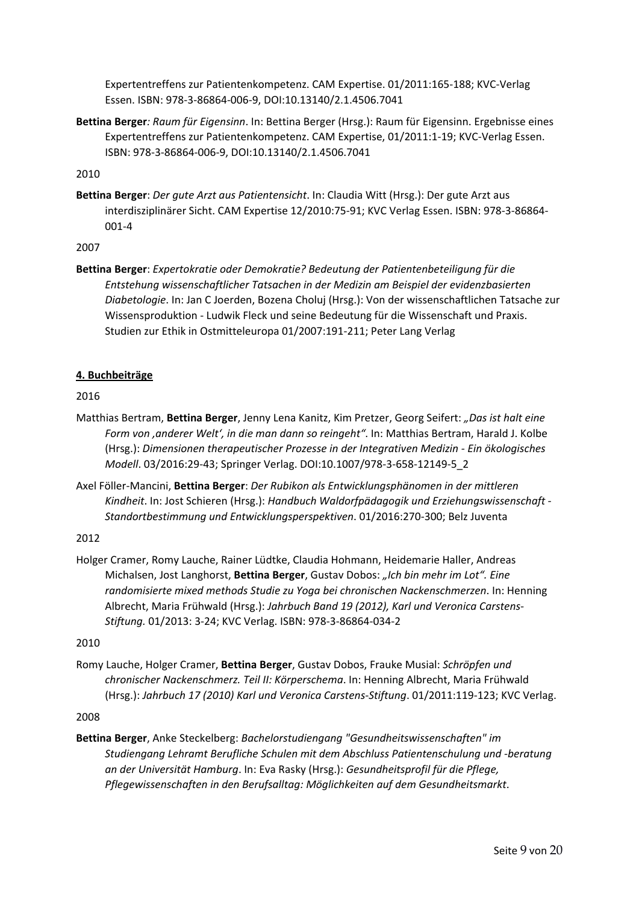Expertentreffens zur Patientenkompetenz. CAM Expertise. 01/2011:165-188; KVC-Verlag Essen. ISBN: 978-3-86864-006-9, DOI:10.13140/2.1.4506.7041

**Bettina Berger***: Raum für Eigensinn*. In: Bettina Berger (Hrsg.): Raum für Eigensinn. Ergebnisse eines Expertentreffens zur Patientenkompetenz. CAM Expertise, 01/2011:1-19; KVC-Verlag Essen. ISBN: 978-3-86864-006-9, DOI:10.13140/2.1.4506.7041

2010

**Bettina Berger**: *Der gute Arzt aus Patientensicht*. In: Claudia Witt (Hrsg.): Der gute Arzt aus interdisziplinärer Sicht. CAM Expertise 12/2010:75-91; KVC Verlag Essen. ISBN: 978-3-86864-001-4

2007

**Bettina Berger**: *Expertokratie oder Demokratie? Bedeutung der Patientenbeteiligung für die Entstehung wissenschaftlicher Tatsachen in der Medizin am Beispiel der evidenzbasierten Diabetologie*. In: Jan C Joerden, Bozena Choluj (Hrsg.): Von der wissenschaftlichen Tatsache zur Wissensproduktion - Ludwik Fleck und seine Bedeutung für die Wissenschaft und Praxis. Studien zur Ethik in Ostmitteleuropa 01/2007:191-211; Peter Lang Verlag

## 4. Buchbeiträge

2016

Matthias Bertram, **Bettina Berger**, Jenny Lena Kanitz, Kim Pretzer, Georg Seifert: *„Das ist halt eine Form von ‚anderer Welt', in die man dann so reingeht"*. In: Matthias Bertram, Harald J. Kolbe (Hrsg.): *Dimensionen therapeutischer Prozesse in der Integrativen Medizin - Ein ökologisches Modell*. 03/2016:29-43; Springer Verlag. DOI:10.1007/978-3-658-12149-5_2

Axel Föller-Mancini, **Bettina Berger**: *Der Rubikon als Entwicklungsphänomen in der mittleren Kindheit*. In: Jost Schieren (Hrsg.): *Handbuch Waldorfpädagogik und Erziehungswissenschaft - Standortbestimmung und Entwicklungsperspektiven*. 01/2016:270-300; Belz Juventa

2012

Holger Cramer, Romy Lauche, Rainer Lüdtke, Claudia Hohmann, Heidemarie Haller, Andreas Michalsen, Jost Langhorst, **Bettina Berger**, Gustav Dobos: *„Ich bin mehr im Lot". Eine randomisierte mixed methods Studie zu Yoga bei chronischen Nackenschmerzen*. In: Henning Albrecht, Maria Frühwald (Hrsg.): *Jahrbuch Band 19 (2012), Karl und Veronica Carstens-Stiftung.* 01/2013: 3-24; KVC Verlag. ISBN: 978-3-86864-034-2

2010

Romy Lauche, Holger Cramer, **Bettina Berger**, Gustav Dobos, Frauke Musial: *Schröpfen und chronischer Nackenschmerz. Teil II: Körperschema*. In: Henning Albrecht, Maria Frühwald (Hrsg.): *Jahrbuch 17 (2010) Karl und Veronica Carstens-Stiftung*. 01/2011:119-123; KVC Verlag.

2008

**Bettina Berger**, Anke Steckelberg: *Bachelorstudiengang "Gesundheitswissenschaften" im Studiengang Lehramt Berufliche Schulen mit dem Abschluss Patientenschulung und -beratung an der Universität Hamburg*. In: Eva Rasky (Hrsg.): *Gesundheitsprofil für die Pflege, Pflegewissenschaften in den Berufsalltag: Möglichkeiten auf dem Gesundheitsmarkt*.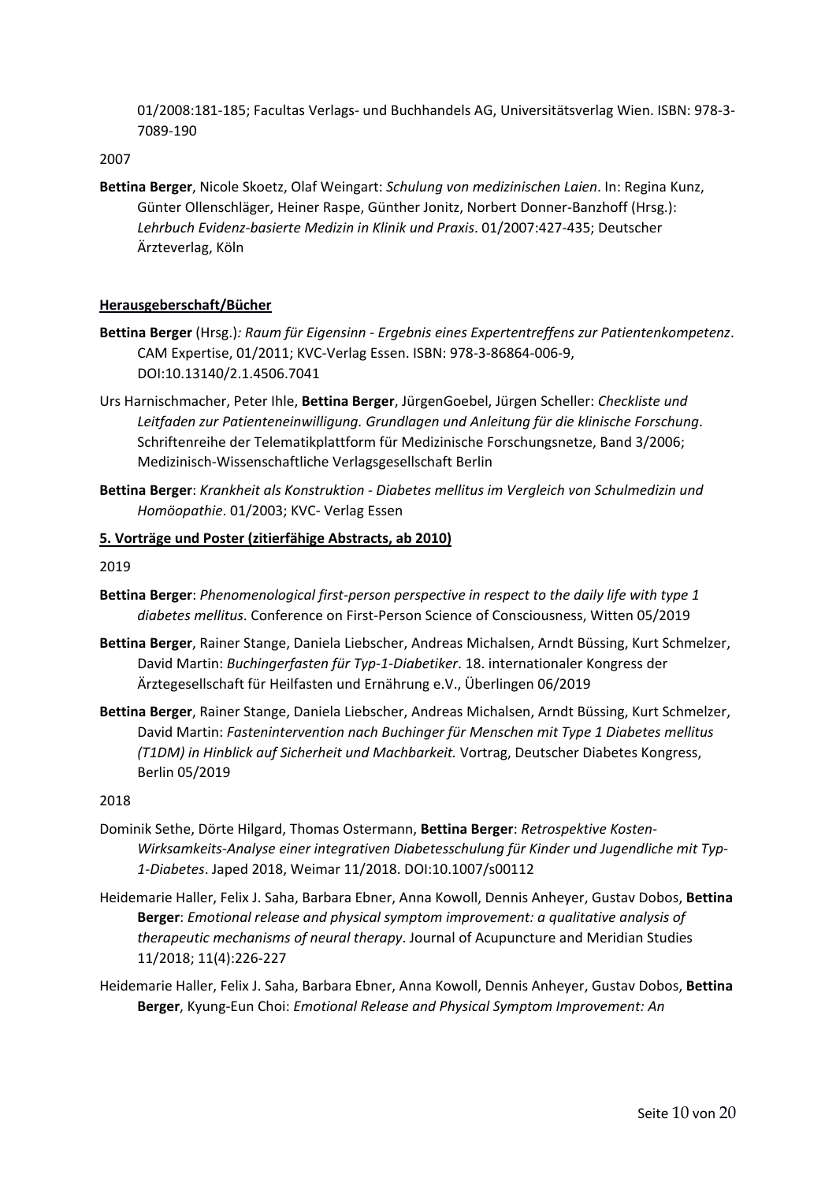01/2008:181-185; Facultas Verlags- und Buchhandels AG, Universitätsverlag Wien. ISBN: 978-3-7089-190

2007

**Bettina Berger**, Nicole Skoetz, Olaf Weingart: *Schulung von medizinischen Laien*. In: Regina Kunz, Günter Ollenschläger, Heiner Raspe, Günther Jonitz, Norbert Donner-Banzhoff (Hrsg.): *Lehrbuch Evidenz-basierte Medizin in Klinik und Praxis*. 01/2007:427-435; Deutscher Ärzteverlag, Köln

**Herausgeberschaft/Bücher**

**Bettina Berger** (Hrsg.)*: Raum für Eigensinn - Ergebnis eines Expertentreffens zur Patientenkompetenz*. CAM Expertise, 01/2011; KVC-Verlag Essen. ISBN: 978-3-86864-006-9, DOI:10.13140/2.1.4506.7041

Urs Harnischmacher, Peter Ihle, **Bettina Berger**, JürgenGoebel, Jürgen Scheller: *Checkliste und Leitfaden zur Patienteneinwilligung. Grundlagen und Anleitung für die klinische Forschung*. Schriftenreihe der Telematikplattform für Medizinische Forschungsnetze, Band 3/2006; Medizinisch-Wissenschaftliche Verlagsgesellschaft Berlin

**Bettina Berger**: *Krankheit als Konstruktion - Diabetes mellitus im Vergleich von Schulmedizin und Homöopathie*. 01/2003; KVC- Verlag Essen

**5. Vorträge und Poster (zitierfähige Abstracts, ab 2010)**

2019

**Bettina Berger**: *Phenomenological first-person perspective in respect to the daily life with type 1 diabetes mellitus*. Conference on First-Person Science of Consciousness, Witten 05/2019

**Bettina Berger**, Rainer Stange, Daniela Liebscher, Andreas Michalsen, Arndt Büssing, Kurt Schmelzer, David Martin: *Buchingerfasten für Typ-1-Diabetiker*. 18. internationaler Kongress der Ärztegesellschaft für Heilfasten und Ernährung e.V., Überlingen 06/2019

**Bettina Berger**, Rainer Stange, Daniela Liebscher, Andreas Michalsen, Arndt Büssing, Kurt Schmelzer, David Martin: *Fastenintervention nach Buchinger für Menschen mit Type 1 Diabetes mellitus (T1DM) in Hinblick auf Sicherheit und Machbarkeit.* Vortrag, Deutscher Diabetes Kongress, Berlin 05/2019

2018

Dominik Sethe, Dörte Hilgard, Thomas Ostermann, **Bettina Berger**: *Retrospektive Kosten-Wirksamkeits-Analyse einer integrativen Diabetesschulung für Kinder und Jugendliche mit Typ-1-Diabetes*. Japed 2018, Weimar 11/2018. DOI:10.1007/s00112

Heidemarie Haller, Felix J. Saha, Barbara Ebner, Anna Kowoll, Dennis Anheyer, Gustav Dobos, **Bettina Berger**: *Emotional release and physical symptom improvement: a qualitative analysis of therapeutic mechanisms of neural therapy*. Journal of Acupuncture and Meridian Studies 11/2018; 11(4):226-227

Heidemarie Haller, Felix J. Saha, Barbara Ebner, Anna Kowoll, Dennis Anheyer, Gustav Dobos, **Bettina Berger**, Kyung-Eun Choi: *Emotional Release and Physical Symptom Improvement: An*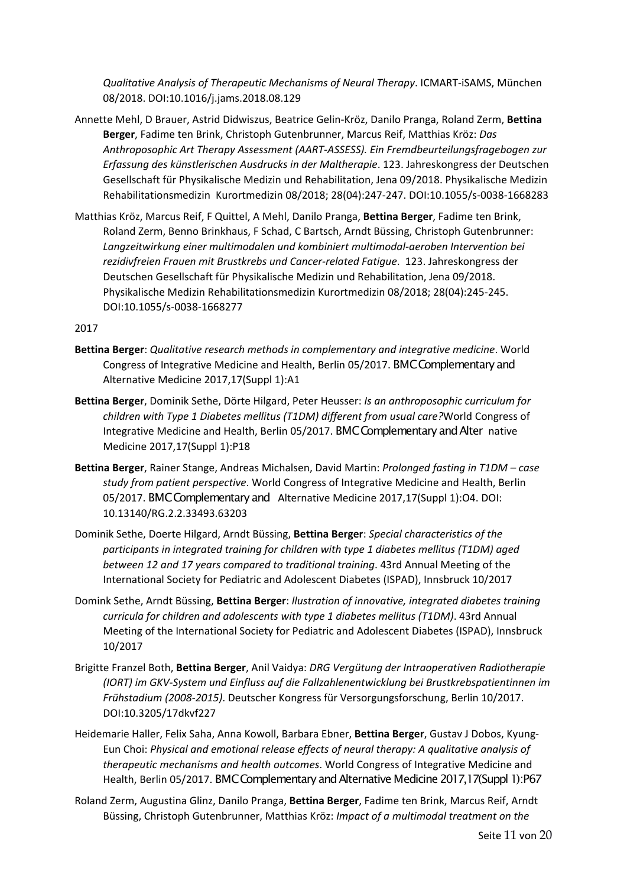*Qualitative Analysis of Therapeutic Mechanisms of Neural Therapy*. ICMART-iSAMS, München 08/2018. DOI:10.1016/j.jams.2018.08.129

Annette Mehl, D Brauer, Astrid Didwiszus, Beatrice Gelin-Kröz, Danilo Pranga, Roland Zerm, **Bettina Berger**, Fadime ten Brink, Christoph Gutenbrunner, Marcus Reif, Matthias Kröz: *Das Anthroposophic Art Therapy Assessment (AART-ASSESS). Ein Fremdbeurteilungsfragebogen zur Erfassung des künstlerischen Ausdrucks in der Maltherapie*. 123. Jahreskongress der Deutschen Gesellschaft für Physikalische Medizin und Rehabilitation, Jena 09/2018. Physikalische Medizin Rehabilitationsmedizin Kurortmedizin 08/2018; 28(04):247-247. DOI:10.1055/s-0038-1668283

Matthias Kröz, Marcus Reif, F Quittel, A Mehl, Danilo Pranga, **Bettina Berger**, Fadime ten Brink, Roland Zerm, Benno Brinkhaus, F Schad, C Bartsch, Arndt Büssing, Christoph Gutenbrunner: *Langzeitwirkung einer multimodalen und kombiniert multimodal-aeroben Intervention bei rezidivfreien Frauen mit Brustkrebs und Cancer-related Fatigue*. 123. Jahreskongress der Deutschen Gesellschaft für Physikalische Medizin und Rehabilitation, Jena 09/2018. Physikalische Medizin Rehabilitationsmedizin Kurortmedizin 08/2018; 28(04):245-245. DOI:10.1055/s-0038-1668277

2017

**Bettina Berger**: *Qualitative research methods in complementary and integrative medicine*. World Congress of Integrative Medicine and Health, Berlin 05/2017. BMC Complementary and Alternative Medicine 2017,17(Suppl 1):A1

**Bettina Berger**, Dominik Sethe, Dörte Hilgard, Peter Heusser: *Is an anthroposophic curriculum for children with Type 1 Diabetes mellitus (T1DM) different from usual care?* World Congress of Integrative Medicine and Health, Berlin 05/2017. BMC Complementary and Alter native Medicine 2017,17(Suppl 1):P18

**Bettina Berger**, Rainer Stange, Andreas Michalsen, David Martin: *Prolonged fasting in T1DM – case study from patient perspective*. World Congress of Integrative Medicine and Health, Berlin 05/2017. BMC Complementary and Alternative Medicine 2017,17(Suppl 1):O4. DOI: 10.13140/RG.2.2.33493.63203

Dominik Sethe, Doerte Hilgard, Arndt Büssing, **Bettina Berger**: *Special characteristics of the participants in integrated training for children with type 1 diabetes mellitus (T1DM) aged between 12 and 17 years compared to traditional training*. 43rd Annual Meeting of the International Society for Pediatric and Adolescent Diabetes (ISPAD), Innsbruck 10/2017

Domink Sethe, Arndt Büssing, **Bettina Berger**: *llustration of innovative, integrated diabetes training curricula for children and adolescents with type 1 diabetes mellitus (T1DM)*. 43rd Annual Meeting of the International Society for Pediatric and Adolescent Diabetes (ISPAD), Innsbruck 10/2017

Brigitte Franzel Both, **Bettina Berger**, Anil Vaidya: *DRG Vergütung der Intraoperativen Radiotherapie (IORT) im GKV-System und Einfluss auf die Fallzahlenentwicklung bei Brustkrebspatientinnen im Frühstadium (2008-2015)*. Deutscher Kongress für Versorgungsforschung, Berlin 10/2017. DOI:10.3205/17dkvf227

Heidemarie Haller, Felix Saha, Anna Kowoll, Barbara Ebner, **Bettina Berger**, Gustav J Dobos, Kyung-Eun Choi: *Physical and emotional release effects of neural therapy: A qualitative analysis of therapeutic mechanisms and health outcomes*. World Congress of Integrative Medicine and Health, Berlin 05/2017. BMC Complementary and Alternative Medicine 2017,17(Suppl 1):P67

Roland Zerm, Augustina Glinz, Danilo Pranga, **Bettina Berger**, Fadime ten Brink, Marcus Reif, Arndt Büssing, Christoph Gutenbrunner, Matthias Kröz: *Impact of a multimodal treatment on the*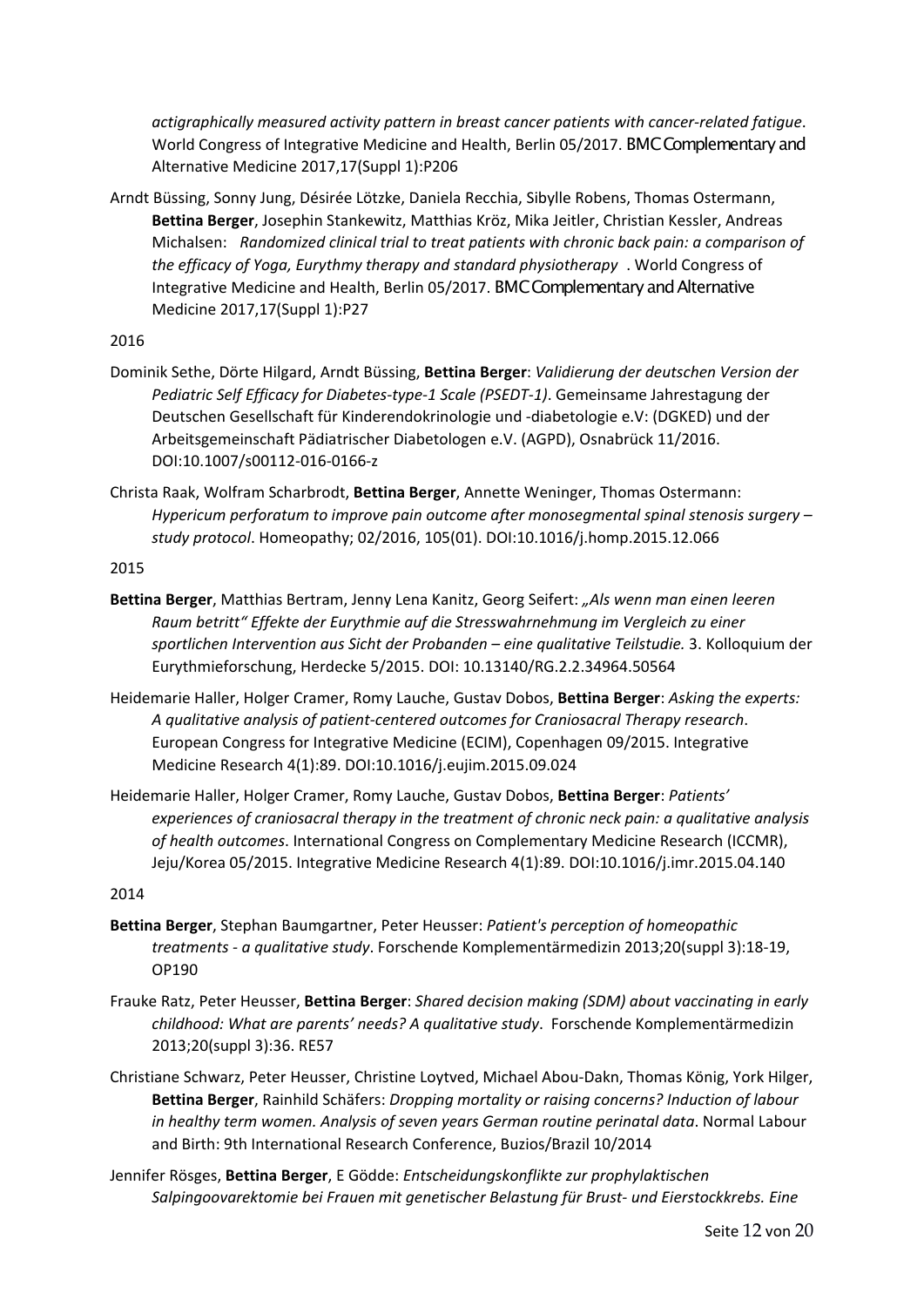*actigraphically measured activity pattern in breast cancer patients with cancer-related fatigue*. World Congress of Integrative Medicine and Health, Berlin 05/2017. BMC Complementary and Alternative Medicine 2017,17(Suppl 1):P206

Arndt Büssing, Sonny Jung, Désirée Lötzke, Daniela Recchia, Sibylle Robens, Thomas Ostermann, **Bettina Berger**, Josephin Stankewitz, Matthias Kröz, Mika Jeitler, Christian Kessler, Andreas Michalsen: *Randomized clinical trial to treat patients with chronic back pain: a comparison of the efficacy of Yoga, Eurythmy therapy and standard physiotherapy* . World Congress of Integrative Medicine and Health, Berlin 05/2017. BMC Complementary and Alternative Medicine 2017,17(Suppl 1):P27

2016

Dominik Sethe, Dörte Hilgard, Arndt Büssing, **Bettina Berger**: *Validierung der deutschen Version der Pediatric Self Efficacy for Diabetes-type-1 Scale (PSEDT-1)*. Gemeinsame Jahrestagung der Deutschen Gesellschaft für Kinderendokrinologie und -diabetologie e.V: (DGKED) und der Arbeitsgemeinschaft Pädiatrischer Diabetologen e.V. (AGPD), Osnabrück 11/2016. DOI:10.1007/s00112-016-0166-z

Christa Raak, Wolfram Scharbrodt, **Bettina Berger**, Annette Weninger, Thomas Ostermann: *Hypericum perforatum to improve pain outcome after monosegmental spinal stenosis surgery – study protocol*. Homeopathy; 02/2016, 105(01). DOI:10.1016/j.homp.2015.12.066

2015

**Bettina Berger**, Matthias Bertram, Jenny Lena Kanitz, Georg Seifert: *„Als wenn man einen leeren Raum betritt" Effekte der Eurythmie auf die Stresswahrnehmung im Vergleich zu einer sportlichen Intervention aus Sicht der Probanden – eine qualitative Teilstudie.* 3. Kolloquium der Eurythmieforschung, Herdecke 5/2015. DOI: 10.13140/RG.2.2.34964.50564

Heidemarie Haller, Holger Cramer, Romy Lauche, Gustav Dobos, **Bettina Berger**: *Asking the experts: A qualitative analysis of patient-centered outcomes for Craniosacral Therapy research*. European Congress for Integrative Medicine (ECIM), Copenhagen 09/2015. Integrative Medicine Research 4(1):89. DOI:10.1016/j.eujim.2015.09.024

Heidemarie Haller, Holger Cramer, Romy Lauche, Gustav Dobos, **Bettina Berger**: *Patients' experiences of craniosacral therapy in the treatment of chronic neck pain: a qualitative analysis of health outcomes*. International Congress on Complementary Medicine Research (ICCMR), Jeju/Korea 05/2015. Integrative Medicine Research 4(1):89. DOI:10.1016/j.imr.2015.04.140

2014

**Bettina Berger**, Stephan Baumgartner, Peter Heusser: *Patient's perception of homeopathic treatments - a qualitative study*. Forschende Komplementärmedizin 2013;20(suppl 3):18-19, OP190

Frauke Ratz, Peter Heusser, **Bettina Berger**: *Shared decision making (SDM) about vaccinating in early childhood: What are parents' needs? A qualitative study*. Forschende Komplementärmedizin 2013;20(suppl 3):36. RE57

Christiane Schwarz, Peter Heusser, Christine Loytved, Michael Abou-Dakn, Thomas König, York Hilger, **Bettina Berger**, Rainhild Schäfers: *Dropping mortality or raising concerns? Induction of labour in healthy term women. Analysis of seven years German routine perinatal data*. Normal Labour and Birth: 9th International Research Conference, Buzios/Brazil 10/2014

Jennifer Rösges, **Bettina Berger**, E Gödde: *Entscheidungskonflikte zur prophylaktischen Salpingoovarektomie bei Frauen mit genetischer Belastung für Brust- und Eierstockkrebs. Eine*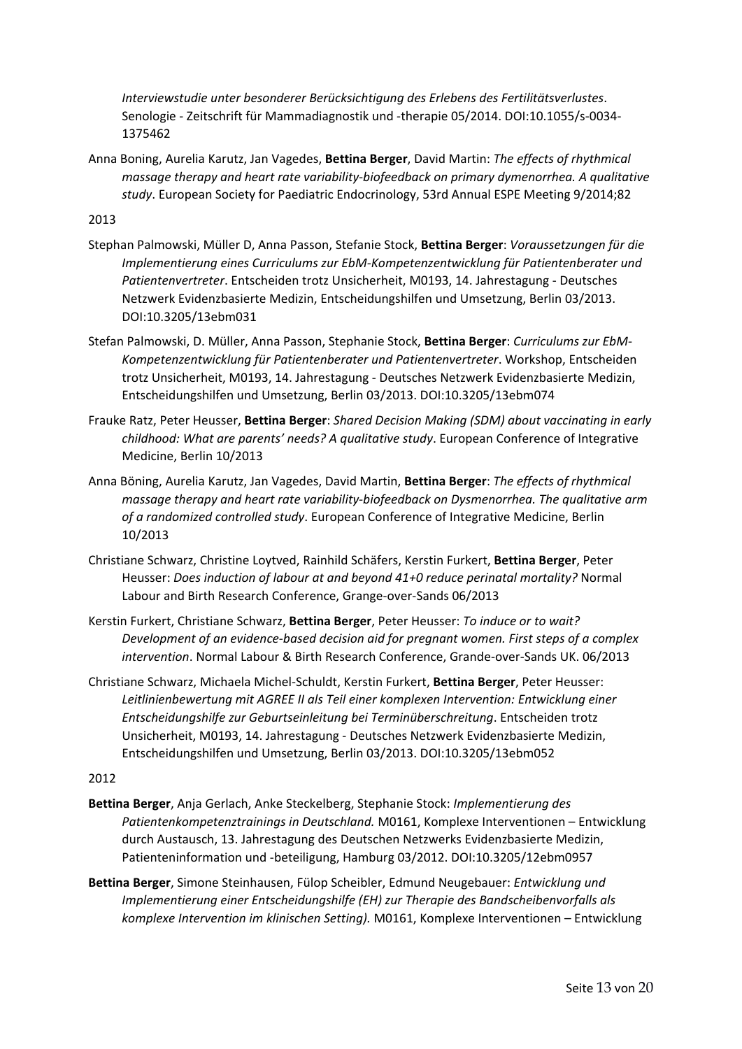*Interviewstudie unter besonderer Berücksichtigung des Erlebens des Fertilitätsverlustes*. Senologie - Zeitschrift für Mammadiagnostik und -therapie 05/2014. DOI:10.1055/s-0034-1375462

Anna Boning, Aurelia Karutz, Jan Vagedes, **Bettina Berger**, David Martin: *The effects of rhythmical massage therapy and heart rate variability-biofeedback on primary dymenorrhea. A qualitative study*. European Society for Paediatric Endocrinology, 53rd Annual ESPE Meeting 9/2014;82

2013

Stephan Palmowski, Müller D, Anna Passon, Stefanie Stock, **Bettina Berger**: *Voraussetzungen für die Implementierung eines Curriculums zur EbM-Kompetenzentwicklung für Patientenberater und Patientenvertreter*. Entscheiden trotz Unsicherheit, M0193, 14. Jahrestagung - Deutsches Netzwerk Evidenzbasierte Medizin, Entscheidungshilfen und Umsetzung, Berlin 03/2013. DOI:10.3205/13ebm031

Stefan Palmowski, D. Müller, Anna Passon, Stephanie Stock, **Bettina Berger**: *Curriculums zur EbM-Kompetenzentwicklung für Patientenberater und Patientenvertreter*. Workshop, Entscheiden trotz Unsicherheit, M0193, 14. Jahrestagung - Deutsches Netzwerk Evidenzbasierte Medizin, Entscheidungshilfen und Umsetzung, Berlin 03/2013. DOI:10.3205/13ebm074

Frauke Ratz, Peter Heusser, **Bettina Berger**: *Shared Decision Making (SDM) about vaccinating in early childhood: What are parents' needs? A qualitative study*. European Conference of Integrative Medicine, Berlin 10/2013

Anna Böning, Aurelia Karutz, Jan Vagedes, David Martin, **Bettina Berger**: *The effects of rhythmical massage therapy and heart rate variability-biofeedback on Dysmenorrhea. The qualitative arm of a randomized controlled study*. European Conference of Integrative Medicine, Berlin 10/2013

Christiane Schwarz, Christine Loytved, Rainhild Schäfers, Kerstin Furkert, **Bettina Berger**, Peter Heusser: *Does induction of labour at and beyond 41+0 reduce perinatal mortality?* Normal Labour and Birth Research Conference, Grange-over-Sands 06/2013

Kerstin Furkert, Christiane Schwarz, **Bettina Berger**, Peter Heusser: *To induce or to wait? Development of an evidence-based decision aid for pregnant women. First steps of a complex intervention*. Normal Labour & Birth Research Conference, Grande-over-Sands UK. 06/2013

Christiane Schwarz, Michaela Michel-Schuldt, Kerstin Furkert, **Bettina Berger**, Peter Heusser: *Leitlinienbewertung mit AGREE II als Teil einer komplexen Intervention: Entwicklung einer Entscheidungshilfe zur Geburtseinleitung bei Terminüberschreitung*. Entscheiden trotz Unsicherheit, M0193, 14. Jahrestagung - Deutsches Netzwerk Evidenzbasierte Medizin, Entscheidungshilfen und Umsetzung, Berlin 03/2013. DOI:10.3205/13ebm052

2012

**Bettina Berger**, Anja Gerlach, Anke Steckelberg, Stephanie Stock: *Implementierung des Patientenkompetenztrainings in Deutschland.* M0161, Komplexe Interventionen – Entwicklung durch Austausch, 13. Jahrestagung des Deutschen Netzwerks Evidenzbasierte Medizin, Patienteninformation und -beteiligung, Hamburg 03/2012. DOI:10.3205/12ebm0957

**Bettina Berger**, Simone Steinhausen, Fülop Scheibler, Edmund Neugebauer: *Entwicklung und Implementierung einer Entscheidungshilfe (EH) zur Therapie des Bandscheibenvorfalls als komplexe Intervention im klinischen Setting).* M0161, Komplexe Interventionen – Entwicklung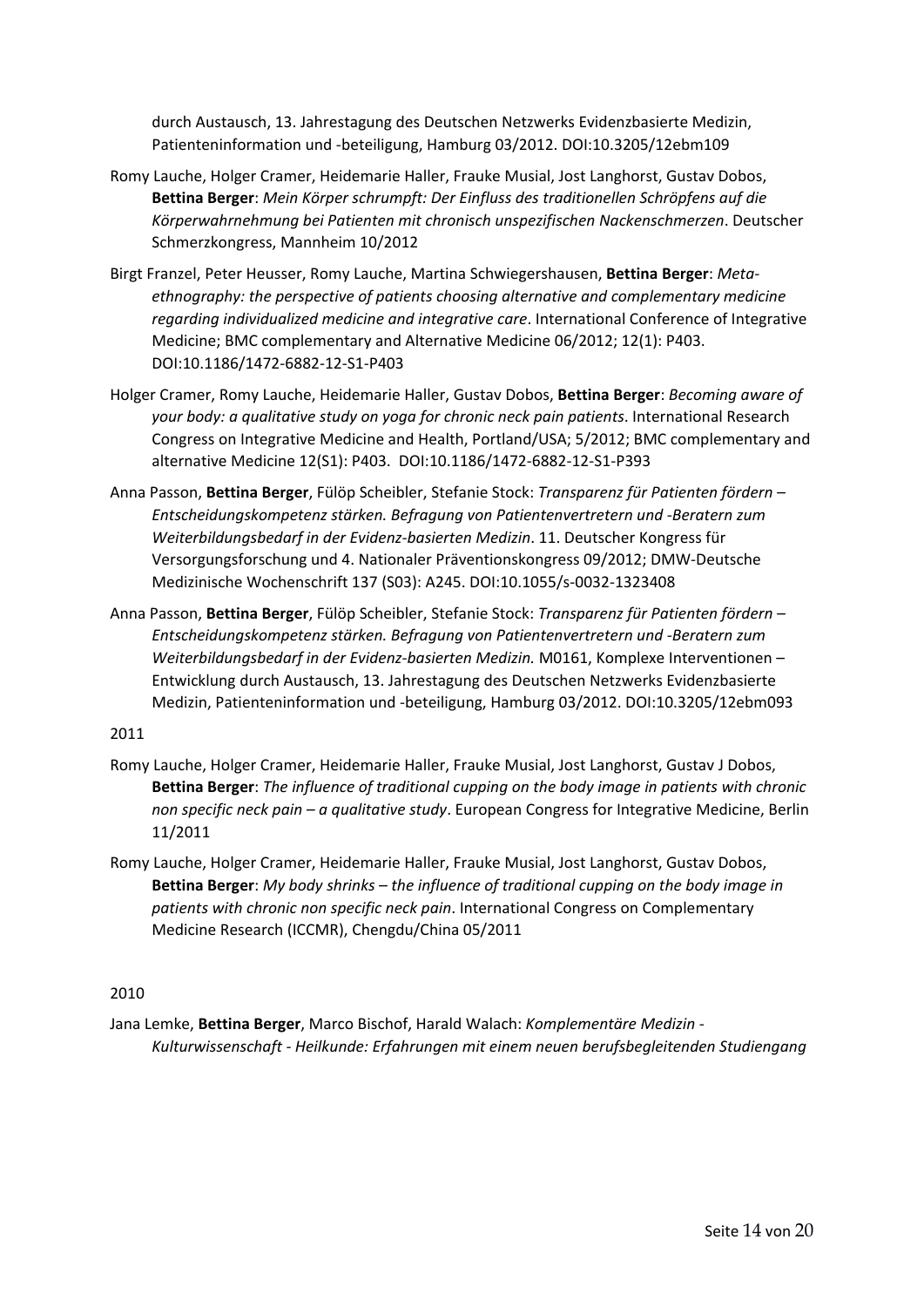durch Austausch, 13. Jahrestagung des Deutschen Netzwerks Evidenzbasierte Medizin, Patienteninformation und -beteiligung, Hamburg 03/2012. DOI:10.3205/12ebm109

Romy Lauche, Holger Cramer, Heidemarie Haller, Frauke Musial, Jost Langhorst, Gustav Dobos, **Bettina Berger**: *Mein Körper schrumpft: Der Einfluss des traditionellen Schröpfens auf die Körperwahrnehmung bei Patienten mit chronisch unspezifischen Nackenschmerzen*. Deutscher Schmerzkongress, Mannheim 10/2012

Birgt Franzel, Peter Heusser, Romy Lauche, Martina Schwiegershausen, **Bettina Berger**: *Meta-ethnography: the perspective of patients choosing alternative and complementary medicine regarding individualized medicine and integrative care*. International Conference of Integrative Medicine; BMC complementary and Alternative Medicine 06/2012; 12(1): P403. DOI:10.1186/1472-6882-12-S1-P403

Holger Cramer, Romy Lauche, Heidemarie Haller, Gustav Dobos, **Bettina Berger**: *Becoming aware of your body: a qualitative study on yoga for chronic neck pain patients*. International Research Congress on Integrative Medicine and Health, Portland/USA; 5/2012; BMC complementary and alternative Medicine 12(S1): P403. DOI:10.1186/1472-6882-12-S1-P393

Anna Passon, **Bettina Berger**, Fülöp Scheibler, Stefanie Stock: *Transparenz für Patienten fördern – Entscheidungskompetenz stärken. Befragung von Patientenvertretern und -Beratern zum Weiterbildungsbedarf in der Evidenz-basierten Medizin*. 11. Deutscher Kongress für Versorgungsforschung und 4. Nationaler Präventionskongress 09/2012; DMW-Deutsche Medizinische Wochenschrift 137 (S03): A245. DOI:10.1055/s-0032-1323408

Anna Passon, **Bettina Berger**, Fülöp Scheibler, Stefanie Stock: *Transparenz für Patienten fördern – Entscheidungskompetenz stärken. Befragung von Patientenvertretern und -Beratern zum Weiterbildungsbedarf in der Evidenz-basierten Medizin.* M0161, Komplexe Interventionen – Entwicklung durch Austausch, 13. Jahrestagung des Deutschen Netzwerks Evidenzbasierte Medizin, Patienteninformation und -beteiligung, Hamburg 03/2012. DOI:10.3205/12ebm093

2011

Romy Lauche, Holger Cramer, Heidemarie Haller, Frauke Musial, Jost Langhorst, Gustav J Dobos, **Bettina Berger**: *The influence of traditional cupping on the body image in patients with chronic non specific neck pain – a qualitative study*. European Congress for Integrative Medicine, Berlin 11/2011

Romy Lauche, Holger Cramer, Heidemarie Haller, Frauke Musial, Jost Langhorst, Gustav Dobos, **Bettina Berger**: *My body shrinks – the influence of traditional cupping on the body image in patients with chronic non specific neck pain*. International Congress on Complementary Medicine Research (ICCMR), Chengdu/China 05/2011

2010

Jana Lemke, **Bettina Berger**, Marco Bischof, Harald Walach: *Komplementäre Medizin - Kulturwissenschaft - Heilkunde: Erfahrungen mit einem neuen berufsbegleitenden Studiengang*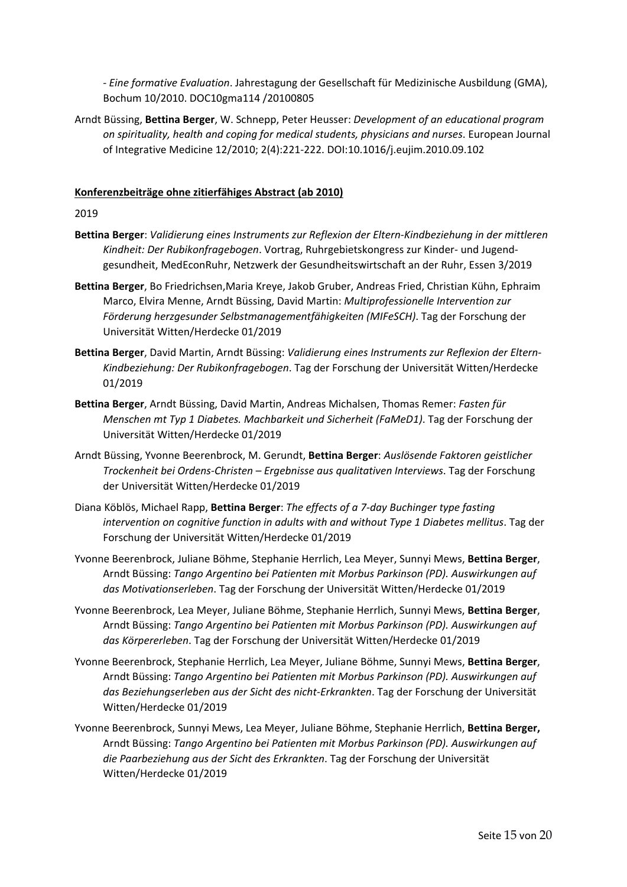- *Eine formative Evaluation*. Jahrestagung der Gesellschaft für Medizinische Ausbildung (GMA), Bochum 10/2010. DOC10gma114 /20100805

Arndt Büssing, **Bettina Berger**, W. Schnepp, Peter Heusser: *Development of an educational program on spirituality, health and coping for medical students, physicians and nurses*. European Journal of Integrative Medicine 12/2010; 2(4):221-222. DOI:10.1016/j.eujim.2010.09.102

**Konferenzbeiträge ohne zitierfähiges Abstract (ab 2010)**

2019

**Bettina Berger**: *Validierung eines Instruments zur Reflexion der Eltern-Kindbeziehung in der mittleren Kindheit: Der Rubikonfragebogen*. Vortrag, Ruhrgebietskongress zur Kinder- und Jugend-gesundheit, MedEconRuhr, Netzwerk der Gesundheitswirtschaft an der Ruhr, Essen 3/2019

**Bettina Berger**, Bo Friedrichsen,Maria Kreye, Jakob Gruber, Andreas Fried, Christian Kühn, Ephraim Marco, Elvira Menne, Arndt Büssing, David Martin: *Multiprofessionelle Intervention zur Förderung herzgesunder Selbstmanagementfähigkeiten (MIFeSCH)*. Tag der Forschung der Universität Witten/Herdecke 01/2019

**Bettina Berger**, David Martin, Arndt Büssing: *Validierung eines Instruments zur Reflexion der Eltern-Kindbeziehung: Der Rubikonfragebogen*. Tag der Forschung der Universität Witten/Herdecke 01/2019

**Bettina Berger**, Arndt Büssing, David Martin, Andreas Michalsen, Thomas Remer: *Fasten für Menschen mt Typ 1 Diabetes. Machbarkeit und Sicherheit (FaMeD1)*. Tag der Forschung der Universität Witten/Herdecke 01/2019

Arndt Büssing, Yvonne Beerenbrock, M. Gerundt, **Bettina Berger**: *Auslösende Faktoren geistlicher Trockenheit bei Ordens-Christen – Ergebnisse aus qualitativen Interviews*. Tag der Forschung der Universität Witten/Herdecke 01/2019

Diana Köblös, Michael Rapp, **Bettina Berger**: *The effects of a 7-day Buchinger type fasting intervention on cognitive function in adults with and without Type 1 Diabetes mellitus*. Tag der Forschung der Universität Witten/Herdecke 01/2019

Yvonne Beerenbrock, Juliane Böhme, Stephanie Herrlich, Lea Meyer, Sunnyi Mews, **Bettina Berger**, Arndt Büssing: *Tango Argentino bei Patienten mit Morbus Parkinson (PD). Auswirkungen auf das Motivationserleben*. Tag der Forschung der Universität Witten/Herdecke 01/2019

Yvonne Beerenbrock, Lea Meyer, Juliane Böhme, Stephanie Herrlich, Sunnyi Mews, **Bettina Berger**, Arndt Büssing: *Tango Argentino bei Patienten mit Morbus Parkinson (PD). Auswirkungen auf das Körpererleben*. Tag der Forschung der Universität Witten/Herdecke 01/2019

Yvonne Beerenbrock, Stephanie Herrlich, Lea Meyer, Juliane Böhme, Sunnyi Mews, **Bettina Berger**, Arndt Büssing: *Tango Argentino bei Patienten mit Morbus Parkinson (PD). Auswirkungen auf das Beziehungserleben aus der Sicht des nicht-Erkrankten*. Tag der Forschung der Universität Witten/Herdecke 01/2019

Yvonne Beerenbrock, Sunnyi Mews, Lea Meyer, Juliane Böhme, Stephanie Herrlich, **Bettina Berger,** Arndt Büssing: *Tango Argentino bei Patienten mit Morbus Parkinson (PD). Auswirkungen auf die Paarbeziehung aus der Sicht des Erkrankten*. Tag der Forschung der Universität Witten/Herdecke 01/2019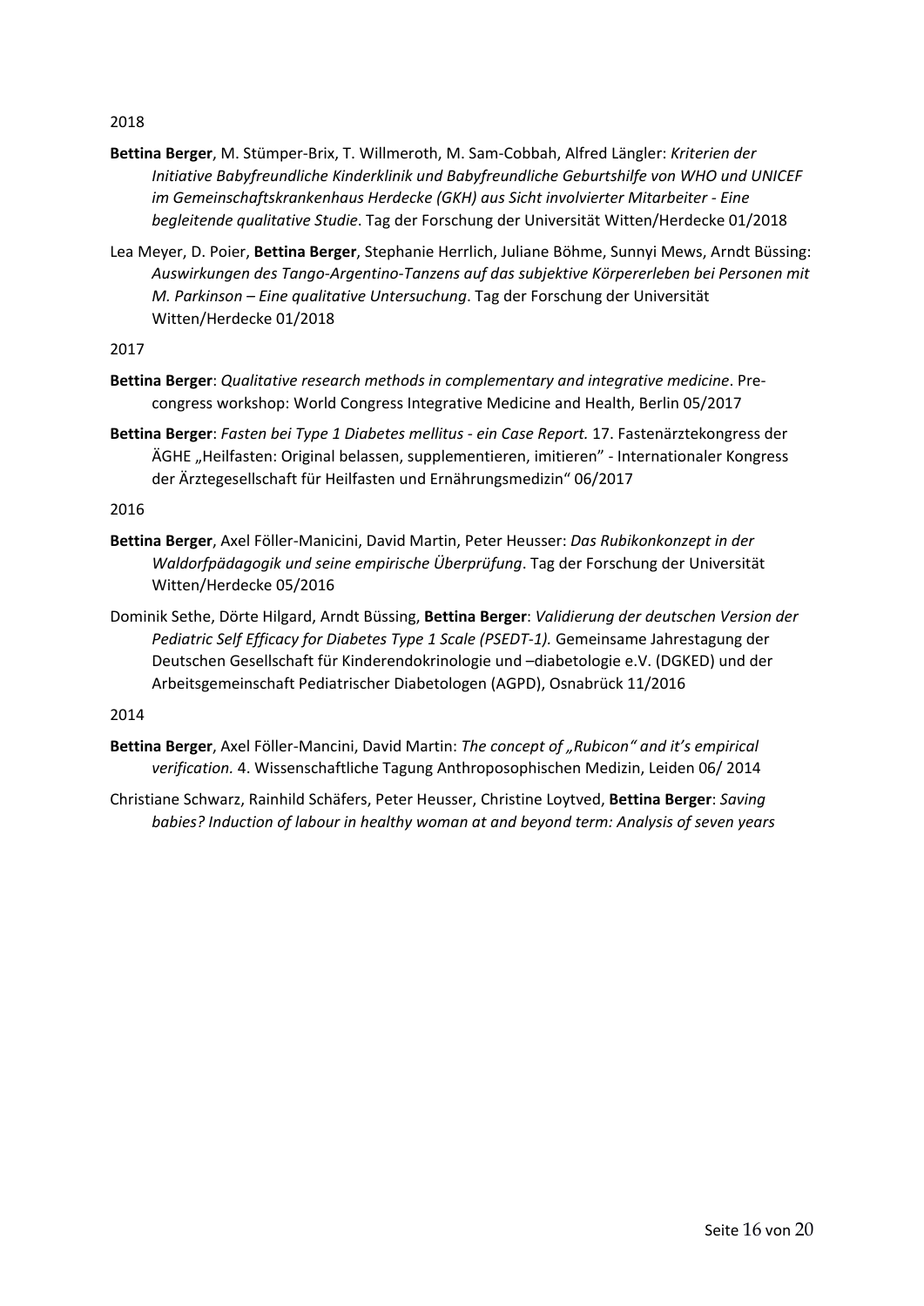2018

**Bettina Berger**, M. Stümper-Brix, T. Willmeroth, M. Sam-Cobbah, Alfred Längler: *Kriterien der Initiative Babyfreundliche Kinderklinik und Babyfreundliche Geburtshilfe von WHO und UNICEF im Gemeinschaftskrankenhaus Herdecke (GKH) aus Sicht involvierter Mitarbeiter - Eine begleitende qualitative Studie*. Tag der Forschung der Universität Witten/Herdecke 01/2018

Lea Meyer, D. Poier, **Bettina Berger**, Stephanie Herrlich, Juliane Böhme, Sunnyi Mews, Arndt Büssing: *Auswirkungen des Tango-Argentino-Tanzens auf das subjektive Körpererleben bei Personen mit M. Parkinson – Eine qualitative Untersuchung*. Tag der Forschung der Universität Witten/Herdecke 01/2018

2017

**Bettina Berger**: *Qualitative research methods in complementary and integrative medicine*. Pre-congress workshop: World Congress Integrative Medicine and Health, Berlin 05/2017

**Bettina Berger**: *Fasten bei Type 1 Diabetes mellitus - ein Case Report.* 17. Fastenärztekongress der ÄGHE „Heilfasten: Original belassen, supplementieren, imitieren" - Internationaler Kongress der Ärztegesellschaft für Heilfasten und Ernährungsmedizin" 06/2017

2016

**Bettina Berger**, Axel Föller-Manicini, David Martin, Peter Heusser: *Das Rubikonkonzept in der Waldorfpädagogik und seine empirische Überprüfung*. Tag der Forschung der Universität Witten/Herdecke 05/2016

Dominik Sethe, Dörte Hilgard, Arndt Büssing, **Bettina Berger**: *Validierung der deutschen Version der Pediatric Self Efficacy for Diabetes Type 1 Scale (PSEDT-1).* Gemeinsame Jahrestagung der Deutschen Gesellschaft für Kinderendokrinologie und –diabetologie e.V. (DGKED) und der Arbeitsgemeinschaft Pediatrischer Diabetologen (AGPD), Osnabrück 11/2016

2014

**Bettina Berger**, Axel Föller-Mancini, David Martin: *The concept of „Rubicon" and it's empirical verification.* 4. Wissenschaftliche Tagung Anthroposophischen Medizin, Leiden 06/ 2014

Christiane Schwarz, Rainhild Schäfers, Peter Heusser, Christine Loytved, **Bettina Berger**: *Saving babies? Induction of labour in healthy woman at and beyond term: Analysis of seven years*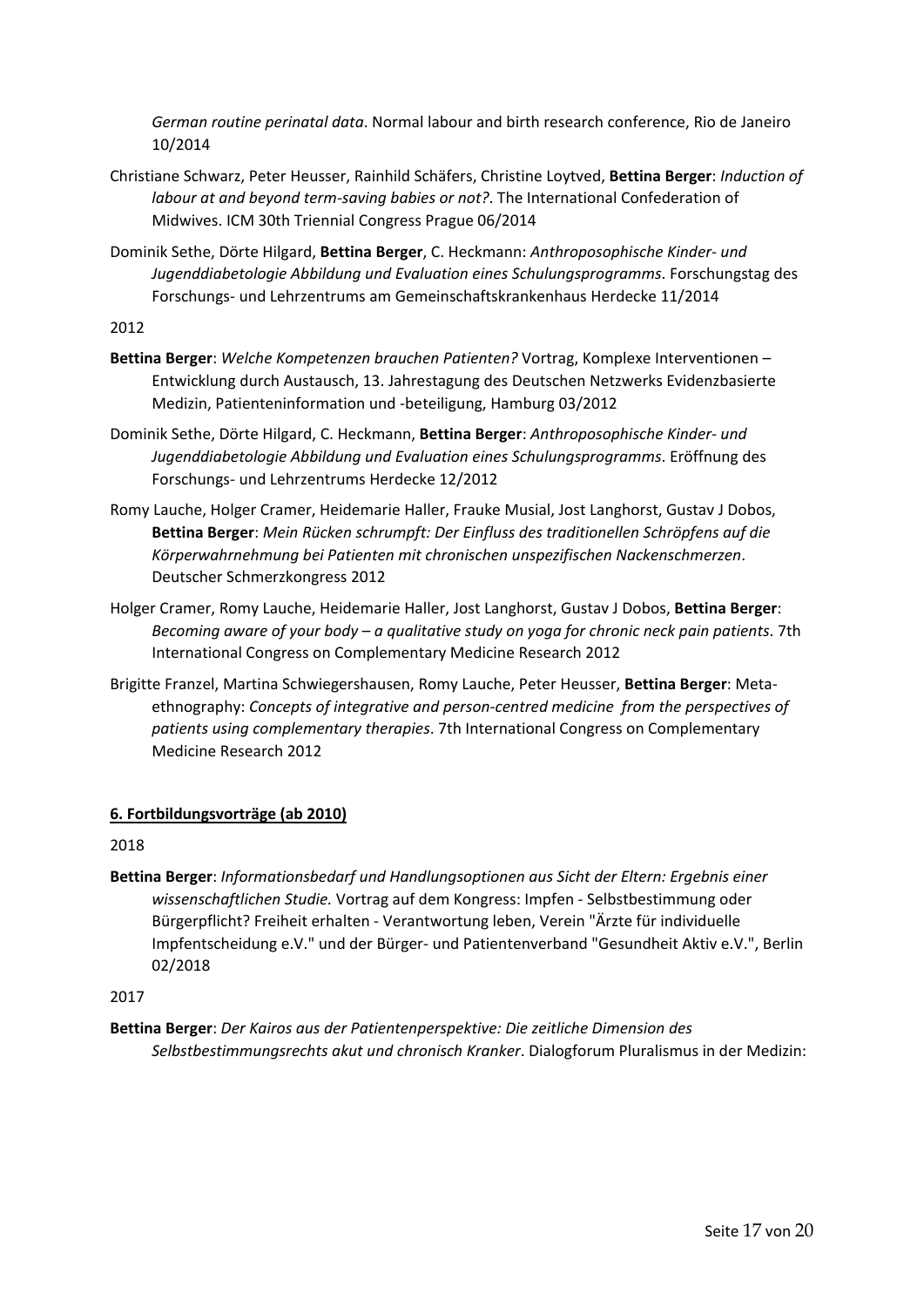*German routine perinatal data*. Normal labour and birth research conference, Rio de Janeiro 10/2014

Christiane Schwarz, Peter Heusser, Rainhild Schäfers, Christine Loytved, **Bettina Berger**: *Induction of labour at and beyond term-saving babies or not?*. The International Confederation of Midwives. ICM 30th Triennial Congress Prague 06/2014

Dominik Sethe, Dörte Hilgard, **Bettina Berger**, C. Heckmann: *Anthroposophische Kinder- und Jugenddiabetologie Abbildung und Evaluation eines Schulungsprogramms*. Forschungstag des Forschungs- und Lehrzentrums am Gemeinschaftskrankenhaus Herdecke 11/2014

2012

**Bettina Berger**: *Welche Kompetenzen brauchen Patienten?* Vortrag, Komplexe Interventionen – Entwicklung durch Austausch, 13. Jahrestagung des Deutschen Netzwerks Evidenzbasierte Medizin, Patienteninformation und -beteiligung, Hamburg 03/2012

Dominik Sethe, Dörte Hilgard, C. Heckmann, **Bettina Berger**: *Anthroposophische Kinder- und Jugenddiabetologie Abbildung und Evaluation eines Schulungsprogramms*. Eröffnung des Forschungs- und Lehrzentrums Herdecke 12/2012

Romy Lauche, Holger Cramer, Heidemarie Haller, Frauke Musial, Jost Langhorst, Gustav J Dobos, **Bettina Berger**: *Mein Rücken schrumpft: Der Einfluss des traditionellen Schröpfens auf die Körperwahrnehmung bei Patienten mit chronischen unspezifischen Nackenschmerzen*. Deutscher Schmerzkongress 2012

Holger Cramer, Romy Lauche, Heidemarie Haller, Jost Langhorst, Gustav J Dobos, **Bettina Berger**: *Becoming aware of your body – a qualitative study on yoga for chronic neck pain patients*. 7th International Congress on Complementary Medicine Research 2012

Brigitte Franzel, Martina Schwiegershausen, Romy Lauche, Peter Heusser, **Bettina Berger**: Meta-ethnography: *Concepts of integrative and person-centred medicine from the perspectives of patients using complementary therapies*. 7th International Congress on Complementary Medicine Research 2012

**<u>6. Fortbildungsvorträge (ab 2010)</u>**

2018

**Bettina Berger**: *Informationsbedarf und Handlungsoptionen aus Sicht der Eltern: Ergebnis einer wissenschaftlichen Studie.* Vortrag auf dem Kongress: Impfen - Selbstbestimmung oder Bürgerpflicht? Freiheit erhalten - Verantwortung leben, Verein "Ärzte für individuelle Impfentscheidung e.V." und der Bürger- und Patientenverband "Gesundheit Aktiv e.V.", Berlin 02/2018

2017

**Bettina Berger**: *Der Kairos aus der Patientenperspektive: Die zeitliche Dimension des Selbstbestimmungsrechts akut und chronisch Kranker*. Dialogforum Pluralismus in der Medizin: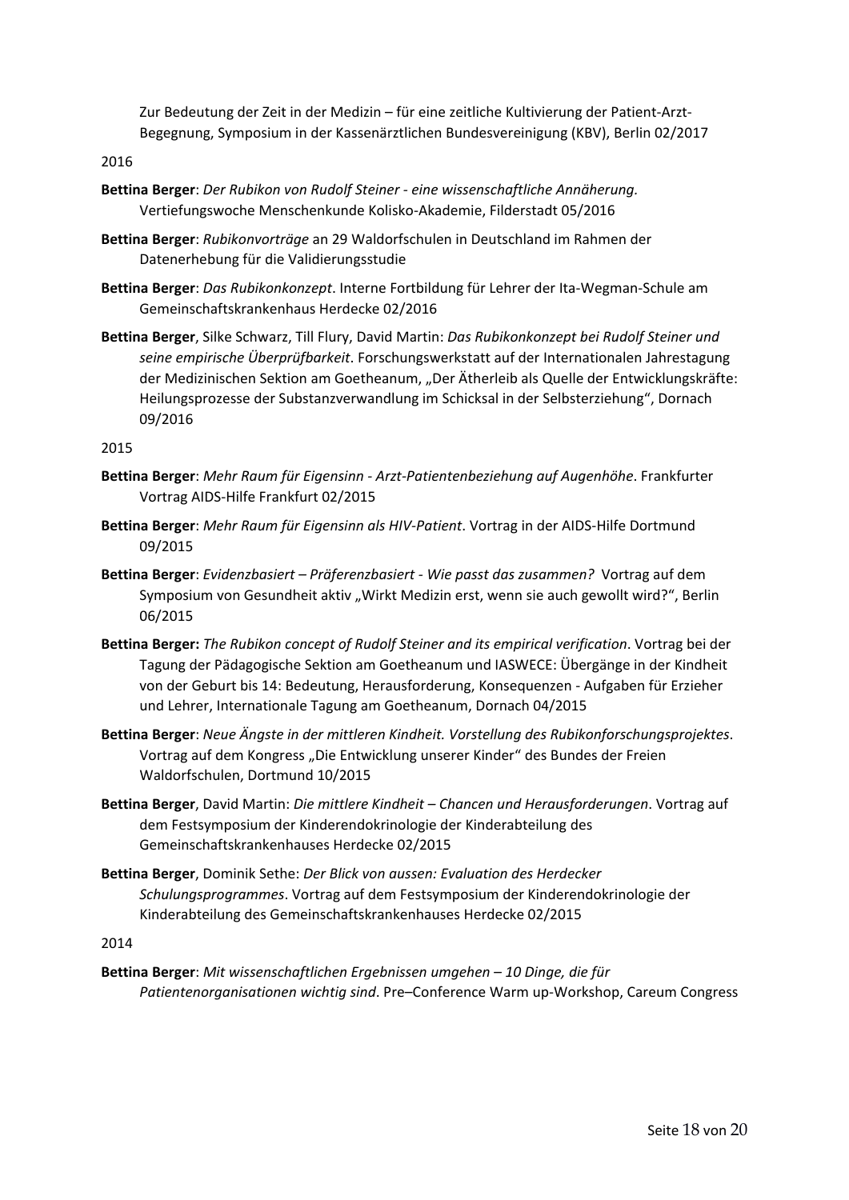Zur Bedeutung der Zeit in der Medizin – für eine zeitliche Kultivierung der Patient-Arzt-Begegnung, Symposium in der Kassenärztlichen Bundesvereinigung (KBV), Berlin 02/2017

2016

**Bettina Berger**: *Der Rubikon von Rudolf Steiner - eine wissenschaftliche Annäherung.* Vertiefungswoche Menschenkunde Kolisko-Akademie, Filderstadt 05/2016

**Bettina Berger**: *Rubikonvorträge* an 29 Waldorfschulen in Deutschland im Rahmen der Datenerhebung für die Validierungsstudie

**Bettina Berger**: *Das Rubikonkonzept*. Interne Fortbildung für Lehrer der Ita-Wegman-Schule am Gemeinschaftskrankenhaus Herdecke 02/2016

**Bettina Berger**, Silke Schwarz, Till Flury, David Martin: *Das Rubikonkonzept bei Rudolf Steiner und seine empirische Überprüfbarkeit*. Forschungswerkstatt auf der Internationalen Jahrestagung der Medizinischen Sektion am Goetheanum, „Der Ätherleib als Quelle der Entwicklungskräfte: Heilungsprozesse der Substanzverwandlung im Schicksal in der Selbsterziehung“, Dornach 09/2016

2015

**Bettina Berger**: *Mehr Raum für Eigensinn - Arzt-Patientenbeziehung auf Augenhöhe*. Frankfurter Vortrag AIDS-Hilfe Frankfurt 02/2015

**Bettina Berger**: *Mehr Raum für Eigensinn als HIV-Patient*. Vortrag in der AIDS-Hilfe Dortmund 09/2015

**Bettina Berger**: *Evidenzbasiert – Präferenzbasiert - Wie passt das zusammen?* Vortrag auf dem Symposium von Gesundheit aktiv „Wirkt Medizin erst, wenn sie auch gewollt wird?“, Berlin 06/2015

**Bettina Berger:** *The Rubikon concept of Rudolf Steiner and its empirical verification*. Vortrag bei der Tagung der Pädagogische Sektion am Goetheanum und IASWECE: Übergänge in der Kindheit von der Geburt bis 14: Bedeutung, Herausforderung, Konsequenzen - Aufgaben für Erzieher und Lehrer, Internationale Tagung am Goetheanum, Dornach 04/2015

**Bettina Berger**: *Neue Ängste in der mittleren Kindheit. Vorstellung des Rubikonforschungsprojektes*. Vortrag auf dem Kongress „Die Entwicklung unserer Kinder“ des Bundes der Freien Waldorfschulen, Dortmund 10/2015

**Bettina Berger**, David Martin: *Die mittlere Kindheit – Chancen und Herausforderungen*. Vortrag auf dem Festsymposium der Kinderendokrinologie der Kinderabteilung des Gemeinschaftskrankenhauses Herdecke 02/2015

**Bettina Berger**, Dominik Sethe: *Der Blick von aussen: Evaluation des Herdecker Schulungsprogrammes*. Vortrag auf dem Festsymposium der Kinderendokrinologie der Kinderabteilung des Gemeinschaftskrankenhauses Herdecke 02/2015

2014

**Bettina Berger**: *Mit wissenschaftlichen Ergebnissen umgehen – 10 Dinge, die für Patientenorganisationen wichtig sind*. Pre–Conference Warm up-Workshop, Careum Congress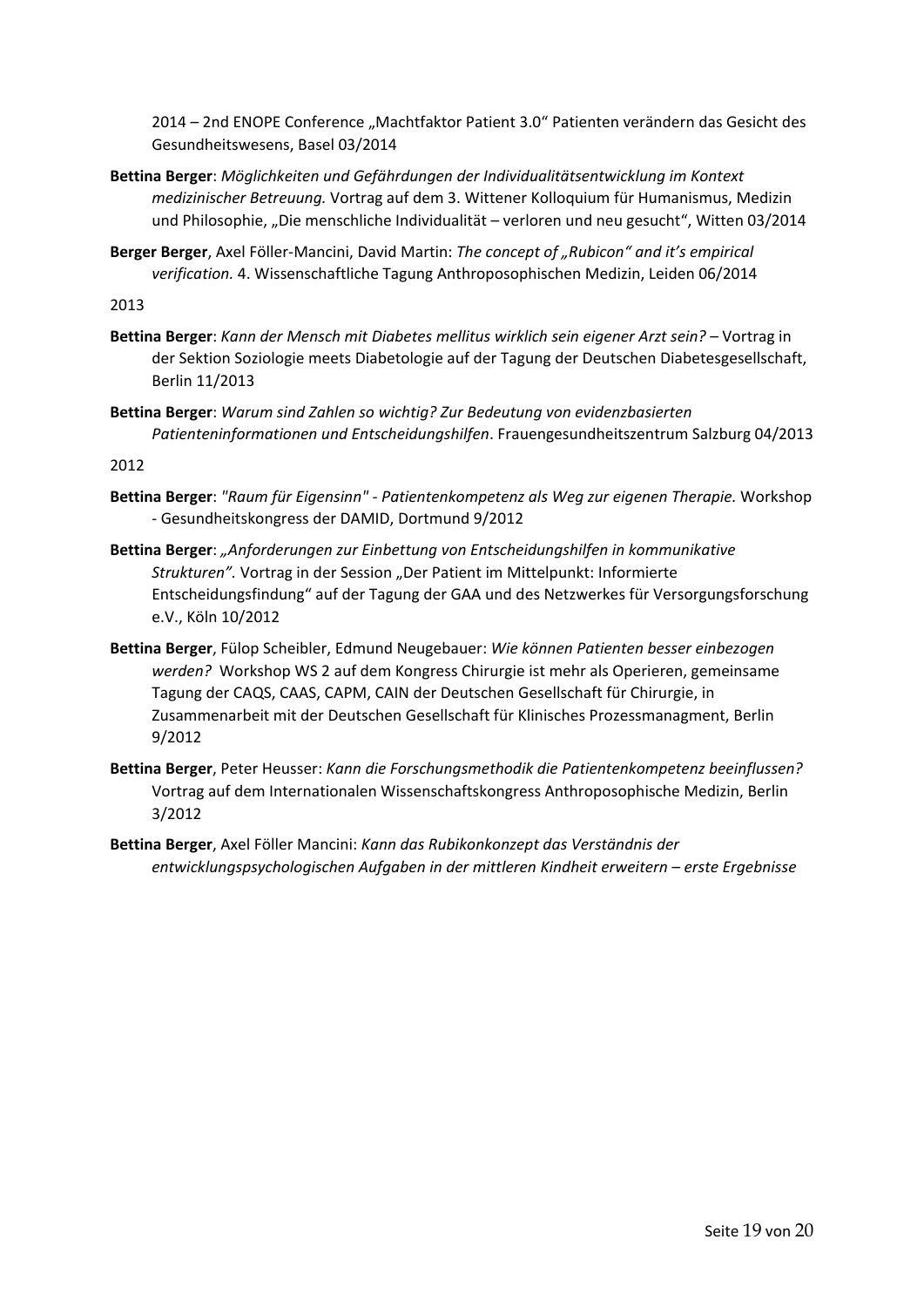2014 – 2nd ENOPE Conference „Machtfaktor Patient 3.0“ Patienten verändern das Gesicht des Gesundheitswesens, Basel 03/2014

**Bettina Berger**: *Möglichkeiten und Gefährdungen der Individualitätsentwicklung im Kontext medizinischer Betreuung.* Vortrag auf dem 3. Wittener Kolloquium für Humanismus, Medizin und Philosophie, „Die menschliche Individualität – verloren und neu gesucht“, Witten 03/2014

**Berger Berger**, Axel Föller-Mancini, David Martin: *The concept of „Rubicon“ and it's empirical verification.* 4. Wissenschaftliche Tagung Anthroposophischen Medizin, Leiden 06/2014

2013

**Bettina Berger**: *Kann der Mensch mit Diabetes mellitus wirklich sein eigener Arzt sein?* – Vortrag in der Sektion Soziologie meets Diabetologie auf der Tagung der Deutschen Diabetesgesellschaft, Berlin 11/2013

**Bettina Berger**: *Warum sind Zahlen so wichtig? Zur Bedeutung von evidenzbasierten Patienteninformationen und Entscheidungshilfen*. Frauengesundheitszentrum Salzburg 04/2013

2012

**Bettina Berger**: *"Raum für Eigensinn" - Patientenkompetenz als Weg zur eigenen Therapie.* Workshop - Gesundheitskongress der DAMID, Dortmund 9/2012

**Bettina Berger**: *„Anforderungen zur Einbettung von Entscheidungshilfen in kommunikative Strukturen“.* Vortrag in der Session „Der Patient im Mittelpunkt: Informierte Entscheidungsfindung“ auf der Tagung der GAA und des Netzwerkes für Versorgungsforschung e.V., Köln 10/2012

**Bettina Berger**, Fülop Scheibler, Edmund Neugebauer: *Wie können Patienten besser einbezogen werden?* Workshop WS 2 auf dem Kongress Chirurgie ist mehr als Operieren, gemeinsame Tagung der CAQS, CAAS, CAPM, CAIN der Deutschen Gesellschaft für Chirurgie, in Zusammenarbeit mit der Deutschen Gesellschaft für Klinisches Prozessmanagment, Berlin 9/2012

**Bettina Berger**, Peter Heusser: *Kann die Forschungsmethodik die Patientenkompetenz beeinflussen?* Vortrag auf dem Internationalen Wissenschaftskongress Anthroposophische Medizin, Berlin 3/2012

**Bettina Berger**, Axel Föller Mancini: *Kann das Rubikonkonzept das Verständnis der entwicklungspsychologischen Aufgaben in der mittleren Kindheit erweitern – erste Ergebnisse*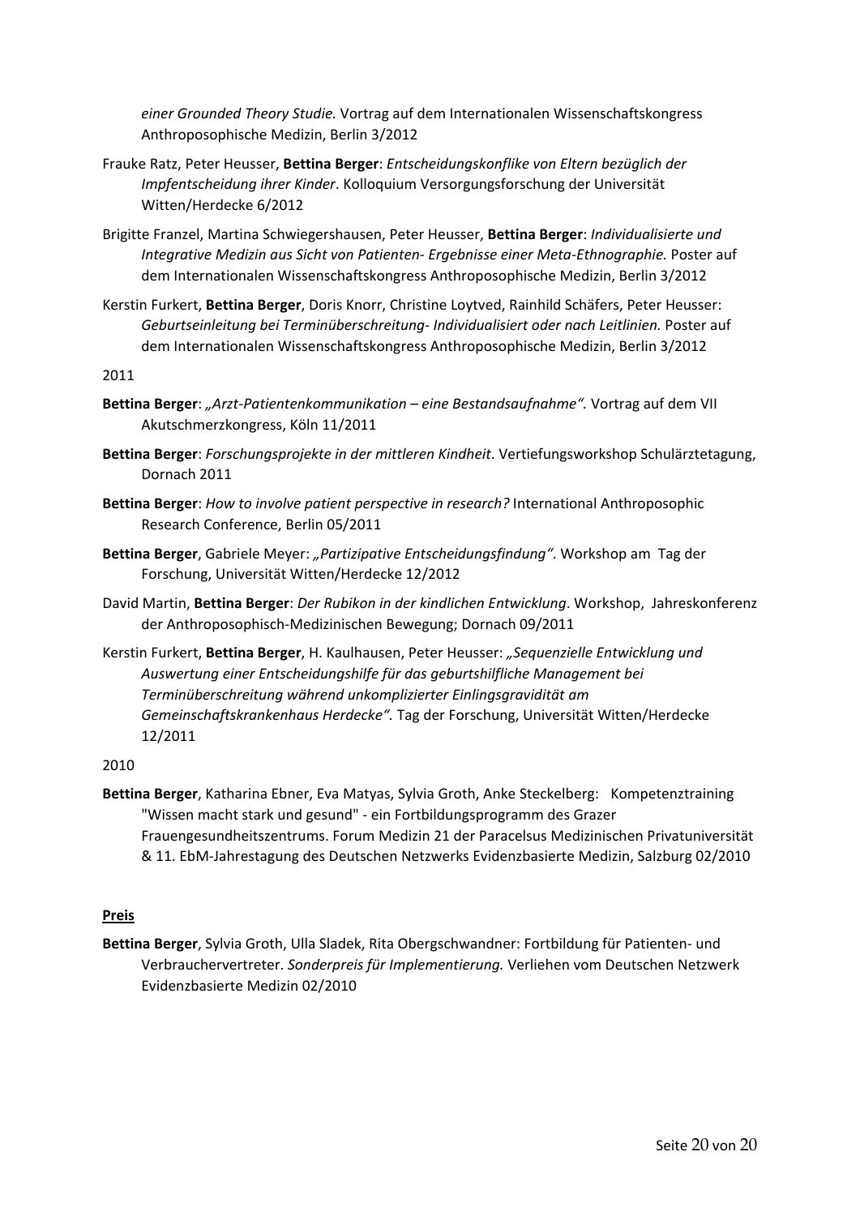*einer Grounded Theory Studie.* Vortrag auf dem Internationalen Wissenschaftskongress Anthroposophische Medizin, Berlin 3/2012

Frauke Ratz, Peter Heusser, **Bettina Berger**: *Entscheidungskonflike von Eltern bezüglich der Impfentscheidung ihrer Kinder*. Kolloquium Versorgungsforschung der Universität Witten/Herdecke 6/2012

Brigitte Franzel, Martina Schwiegershausen, Peter Heusser, **Bettina Berger**: *Individualisierte und Integrative Medizin aus Sicht von Patienten- Ergebnisse einer Meta-Ethnographie.* Poster auf dem Internationalen Wissenschaftskongress Anthroposophische Medizin, Berlin 3/2012

Kerstin Furkert, **Bettina Berger**, Doris Knorr, Christine Loytved, Rainhild Schäfers, Peter Heusser: *Geburtseinleitung bei Terminüberschreitung- Individualisiert oder nach Leitlinien.* Poster auf dem Internationalen Wissenschaftskongress Anthroposophische Medizin, Berlin 3/2012

2011

**Bettina Berger**: *„Arzt-Patientenkommunikation – eine Bestandsaufnahme“.* Vortrag auf dem VII Akutschmerzkongress, Köln 11/2011

**Bettina Berger**: *Forschungsprojekte in der mittleren Kindheit*. Vertiefungsworkshop Schulärztetagung, Dornach 2011

**Bettina Berger**: *How to involve patient perspective in research?* International Anthroposophic Research Conference, Berlin 05/2011

**Bettina Berger**, Gabriele Meyer: *„Partizipative Entscheidungsfindung“*. Workshop am Tag der Forschung, Universität Witten/Herdecke 12/2012

David Martin, **Bettina Berger**: *Der Rubikon in der kindlichen Entwicklung*. Workshop, Jahreskonferenz der Anthroposophisch-Medizinischen Bewegung; Dornach 09/2011

Kerstin Furkert, **Bettina Berger**, H. Kaulhausen, Peter Heusser: *„Sequenzielle Entwicklung und Auswertung einer Entscheidungshilfe für das geburtshilfliche Management bei Terminüberschreitung während unkomplizierter Einlingsgravidität am Gemeinschaftskrankenhaus Herdecke“.* Tag der Forschung, Universität Witten/Herdecke 12/2011

2010

**Bettina Berger**, Katharina Ebner, Eva Matyas, Sylvia Groth, Anke Steckelberg: Kompetenztraining "Wissen macht stark und gesund" - ein Fortbildungsprogramm des Grazer Frauengesundheitszentrums. Forum Medizin 21 der Paracelsus Medizinischen Privatuniversität & 11. EbM-Jahrestagung des Deutschen Netzwerks Evidenzbasierte Medizin, Salzburg 02/2010

**Preis**

**Bettina Berger**, Sylvia Groth, Ulla Sladek, Rita Obergschwandner: Fortbildung für Patienten- und Verbrauchervertreter. *Sonderpreis für Implementierung.* Verliehen vom Deutschen Netzwerk Evidenzbasierte Medizin 02/2010